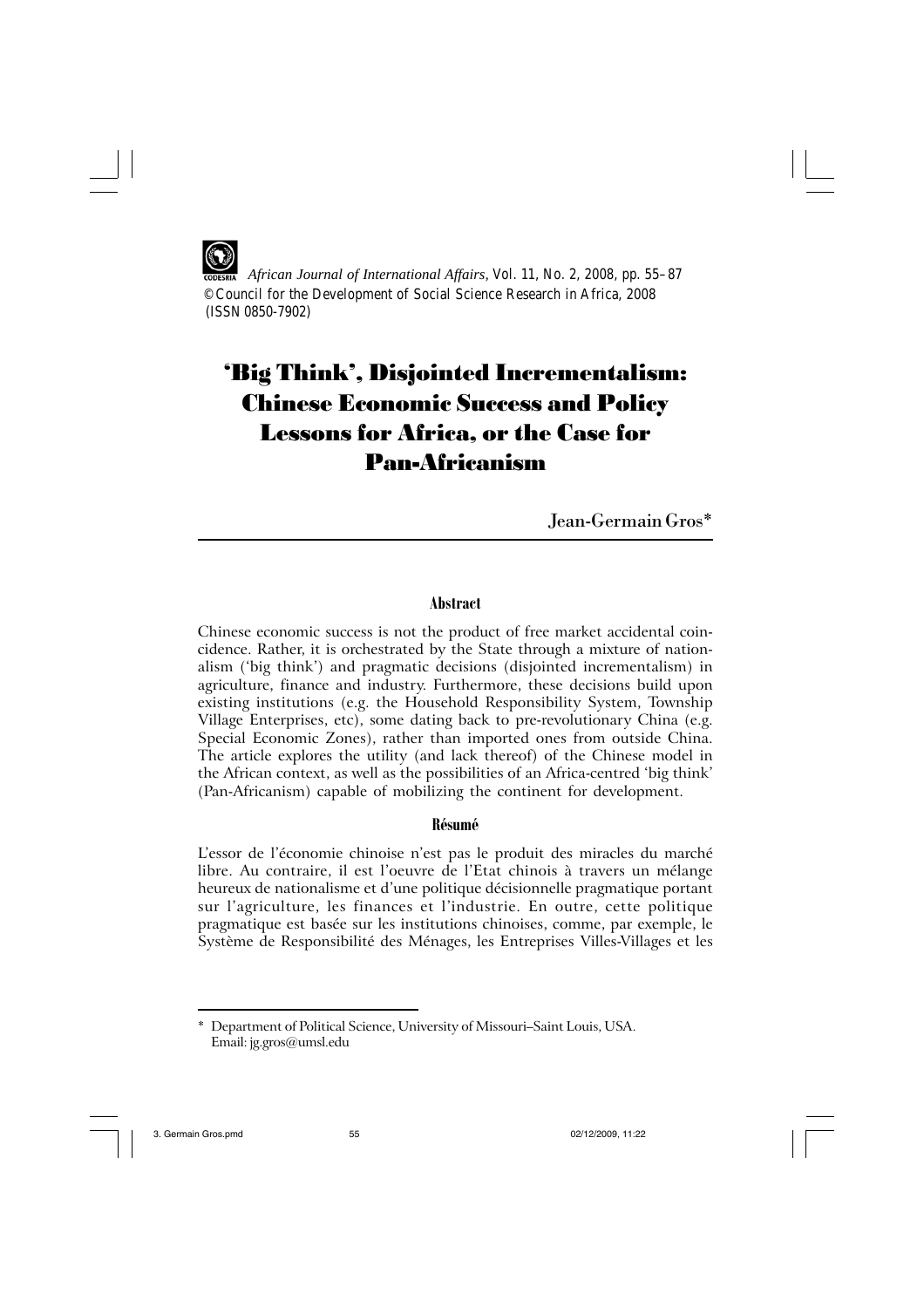*African Journal of International Affairs*, Vol. 11, No. 2, 2008, pp. 55–87
© Council for the Development of Social Science Research in Africa, 2008
(ISSN 0850-7902)

# 'Big Think', Disjointed Incrementalism: Chinese Economic Success and Policy Lessons for Africa, or the Case for Pan-Africanism

Jean-Germain Gros*

## Abstract

Chinese economic success is not the product of free market accidental coincidence. Rather, it is orchestrated by the State through a mixture of nationalism ('big think') and pragmatic decisions (disjointed incrementalism) in agriculture, finance and industry. Furthermore, these decisions build upon existing institutions (e.g. the Household Responsibility System, Township Village Enterprises, etc), some dating back to pre-revolutionary China (e.g. Special Economic Zones), rather than imported ones from outside China. The article explores the utility (and lack thereof) of the Chinese model in the African context, as well as the possibilities of an Africa-centred 'big think' (Pan-Africanism) capable of mobilizing the continent for development.

## Résumé

L'essor de l'économie chinoise n'est pas le produit des miracles du marché libre. Au contraire, il est l'oeuvre de l'Etat chinois à travers un mélange heureux de nationalisme et d'une politique décisionnelle pragmatique portant sur l'agriculture, les finances et l'industrie. En outre, cette politique pragmatique est basée sur les institutions chinoises, comme, par exemple, le Système de Responsibilité des Ménages, les Entreprises Villes-Villages et les

---

\* Department of Political Science, University of Missouri–Saint Louis, USA. Email: jg.gros@umsl.edu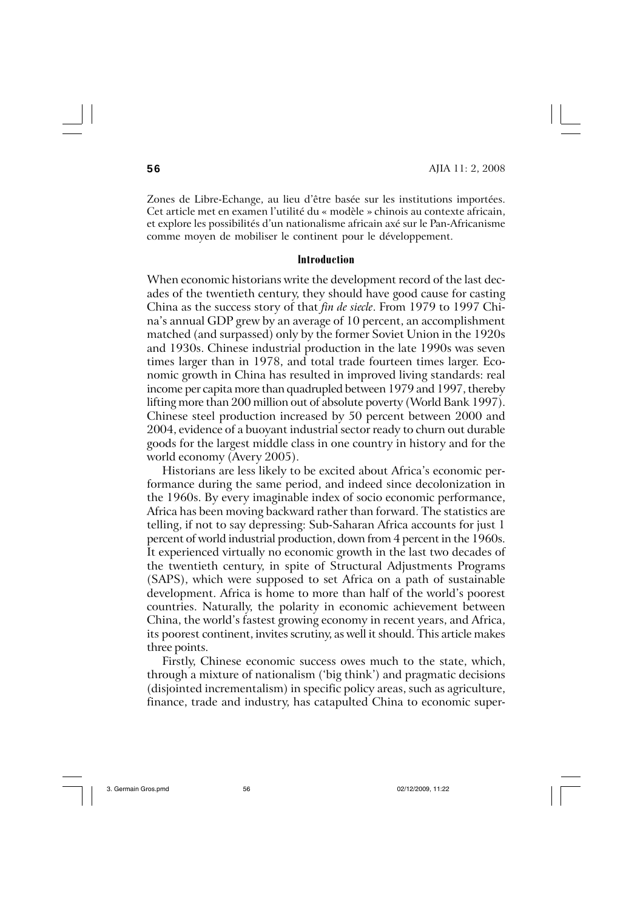Zones de Libre-Echange, au lieu d'être basée sur les institutions importées. Cet article met en examen l'utilité du « modèle » chinois au contexte africain, et explore les possibilités d'un nationalisme africain axé sur le Pan-Africanisme comme moyen de mobiliser le continent pour le développement.

## Introduction

When economic historians write the development record of the last decades of the twentieth century, they should have good cause for casting China as the success story of that *fin de siecle*. From 1979 to 1997 China's annual GDP grew by an average of 10 percent, an accomplishment matched (and surpassed) only by the former Soviet Union in the 1920s and 1930s. Chinese industrial production in the late 1990s was seven times larger than in 1978, and total trade fourteen times larger. Economic growth in China has resulted in improved living standards: real income per capita more than quadrupled between 1979 and 1997, thereby lifting more than 200 million out of absolute poverty (World Bank 1997). Chinese steel production increased by 50 percent between 2000 and 2004, evidence of a buoyant industrial sector ready to churn out durable goods for the largest middle class in one country in history and for the world economy (Avery 2005).

Historians are less likely to be excited about Africa's economic performance during the same period, and indeed since decolonization in the 1960s. By every imaginable index of socio economic performance, Africa has been moving backward rather than forward. The statistics are telling, if not to say depressing: Sub-Saharan Africa accounts for just 1 percent of world industrial production, down from 4 percent in the 1960s. It experienced virtually no economic growth in the last two decades of the twentieth century, in spite of Structural Adjustments Programs (SAPS), which were supposed to set Africa on a path of sustainable development. Africa is home to more than half of the world's poorest countries. Naturally, the polarity in economic achievement between China, the world's fastest growing economy in recent years, and Africa, its poorest continent, invites scrutiny, as well it should. This article makes three points.

Firstly, Chinese economic success owes much to the state, which, through a mixture of nationalism ('big think') and pragmatic decisions (disjointed incrementalism) in specific policy areas, such as agriculture, finance, trade and industry, has catapulted China to economic super-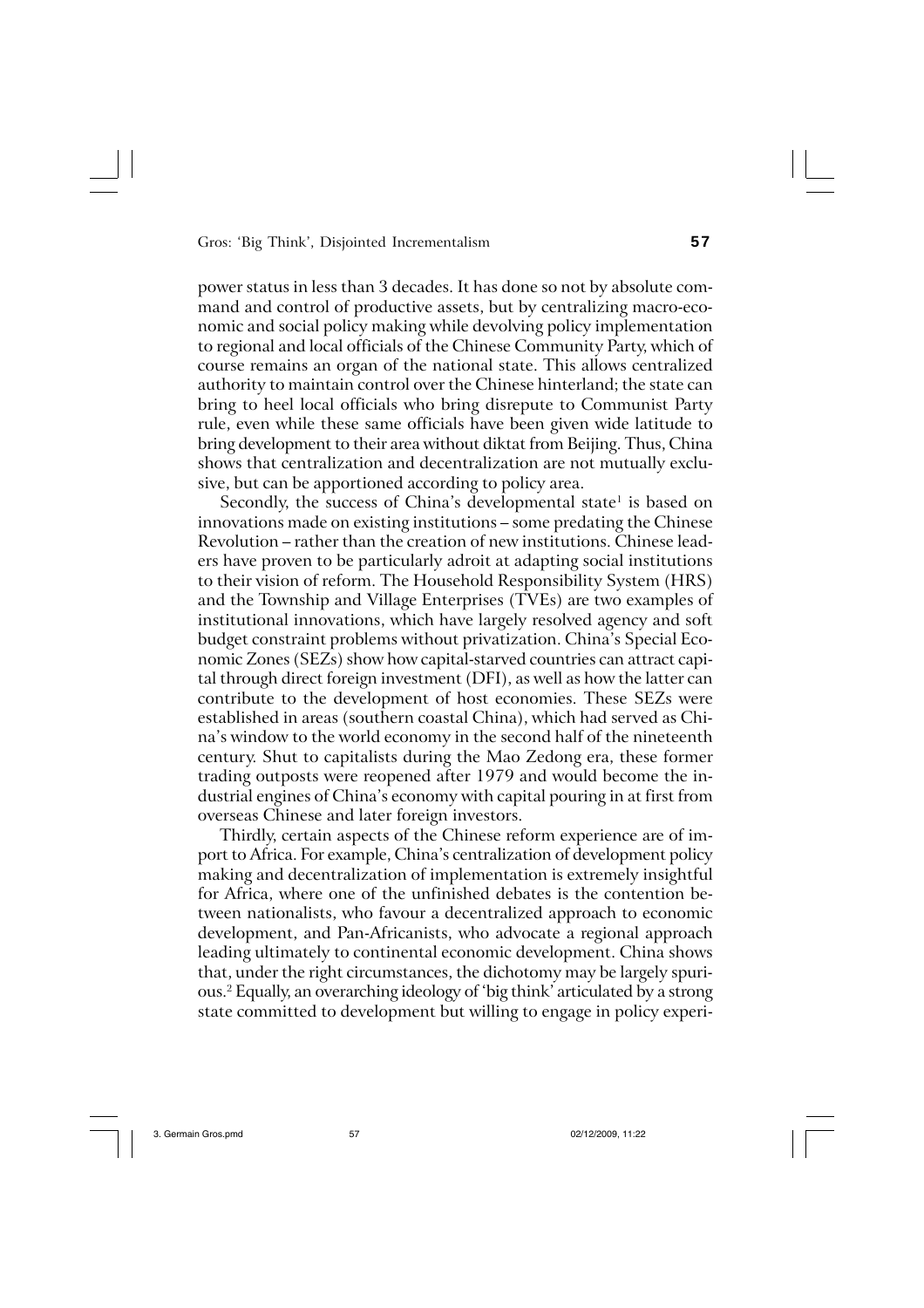power status in less than 3 decades. It has done so not by absolute command and control of productive assets, but by centralizing macro-economic and social policy making while devolving policy implementation to regional and local officials of the Chinese Community Party, which of course remains an organ of the national state. This allows centralized authority to maintain control over the Chinese hinterland; the state can bring to heel local officials who bring disrepute to Communist Party rule, even while these same officials have been given wide latitude to bring development to their area without diktat from Beijing. Thus, China shows that centralization and decentralization are not mutually exclusive, but can be apportioned according to policy area.

Secondly, the success of China's developmental state[1] is based on innovations made on existing institutions – some predating the Chinese Revolution – rather than the creation of new institutions. Chinese leaders have proven to be particularly adroit at adapting social institutions to their vision of reform. The Household Responsibility System (HRS) and the Township and Village Enterprises (TVEs) are two examples of institutional innovations, which have largely resolved agency and soft budget constraint problems without privatization. China's Special Economic Zones (SEZs) show how capital-starved countries can attract capital through direct foreign investment (DFI), as well as how the latter can contribute to the development of host economies. These SEZs were established in areas (southern coastal China), which had served as China's window to the world economy in the second half of the nineteenth century. Shut to capitalists during the Mao Zedong era, these former trading outposts were reopened after 1979 and would become the industrial engines of China's economy with capital pouring in at first from overseas Chinese and later foreign investors.

Thirdly, certain aspects of the Chinese reform experience are of import to Africa. For example, China's centralization of development policy making and decentralization of implementation is extremely insightful for Africa, where one of the unfinished debates is the contention between nationalists, who favour a decentralized approach to economic development, and Pan-Africanists, who advocate a regional approach leading ultimately to continental economic development. China shows that, under the right circumstances, the dichotomy may be largely spurious.[2] Equally, an overarching ideology of 'big think' articulated by a strong state committed to development but willing to engage in policy experi-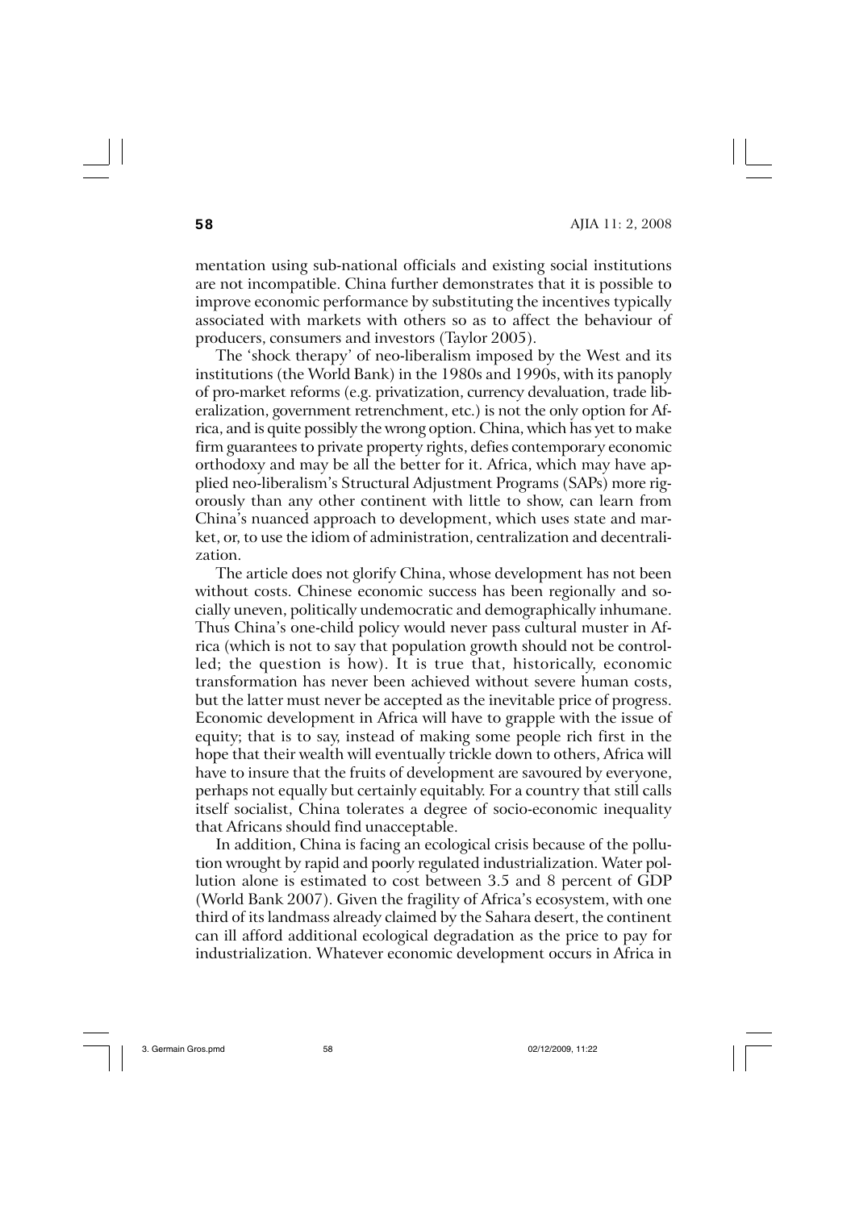mentation using sub-national officials and existing social institutions are not incompatible. China further demonstrates that it is possible to improve economic performance by substituting the incentives typically associated with markets with others so as to affect the behaviour of producers, consumers and investors (Taylor 2005).

The 'shock therapy' of neo-liberalism imposed by the West and its institutions (the World Bank) in the 1980s and 1990s, with its panoply of pro-market reforms (e.g. privatization, currency devaluation, trade liberalization, government retrenchment, etc.) is not the only option for Africa, and is quite possibly the wrong option. China, which has yet to make firm guarantees to private property rights, defies contemporary economic orthodoxy and may be all the better for it. Africa, which may have applied neo-liberalism's Structural Adjustment Programs (SAPs) more rigorously than any other continent with little to show, can learn from China's nuanced approach to development, which uses state and market, or, to use the idiom of administration, centralization and decentralization.

The article does not glorify China, whose development has not been without costs. Chinese economic success has been regionally and socially uneven, politically undemocratic and demographically inhumane. Thus China's one-child policy would never pass cultural muster in Africa (which is not to say that population growth should not be controlled; the question is how). It is true that, historically, economic transformation has never been achieved without severe human costs, but the latter must never be accepted as the inevitable price of progress. Economic development in Africa will have to grapple with the issue of equity; that is to say, instead of making some people rich first in the hope that their wealth will eventually trickle down to others, Africa will have to insure that the fruits of development are savoured by everyone, perhaps not equally but certainly equitably. For a country that still calls itself socialist, China tolerates a degree of socio-economic inequality that Africans should find unacceptable.

In addition, China is facing an ecological crisis because of the pollution wrought by rapid and poorly regulated industrialization. Water pollution alone is estimated to cost between 3.5 and 8 percent of GDP (World Bank 2007). Given the fragility of Africa's ecosystem, with one third of its landmass already claimed by the Sahara desert, the continent can ill afford additional ecological degradation as the price to pay for industrialization. Whatever economic development occurs in Africa in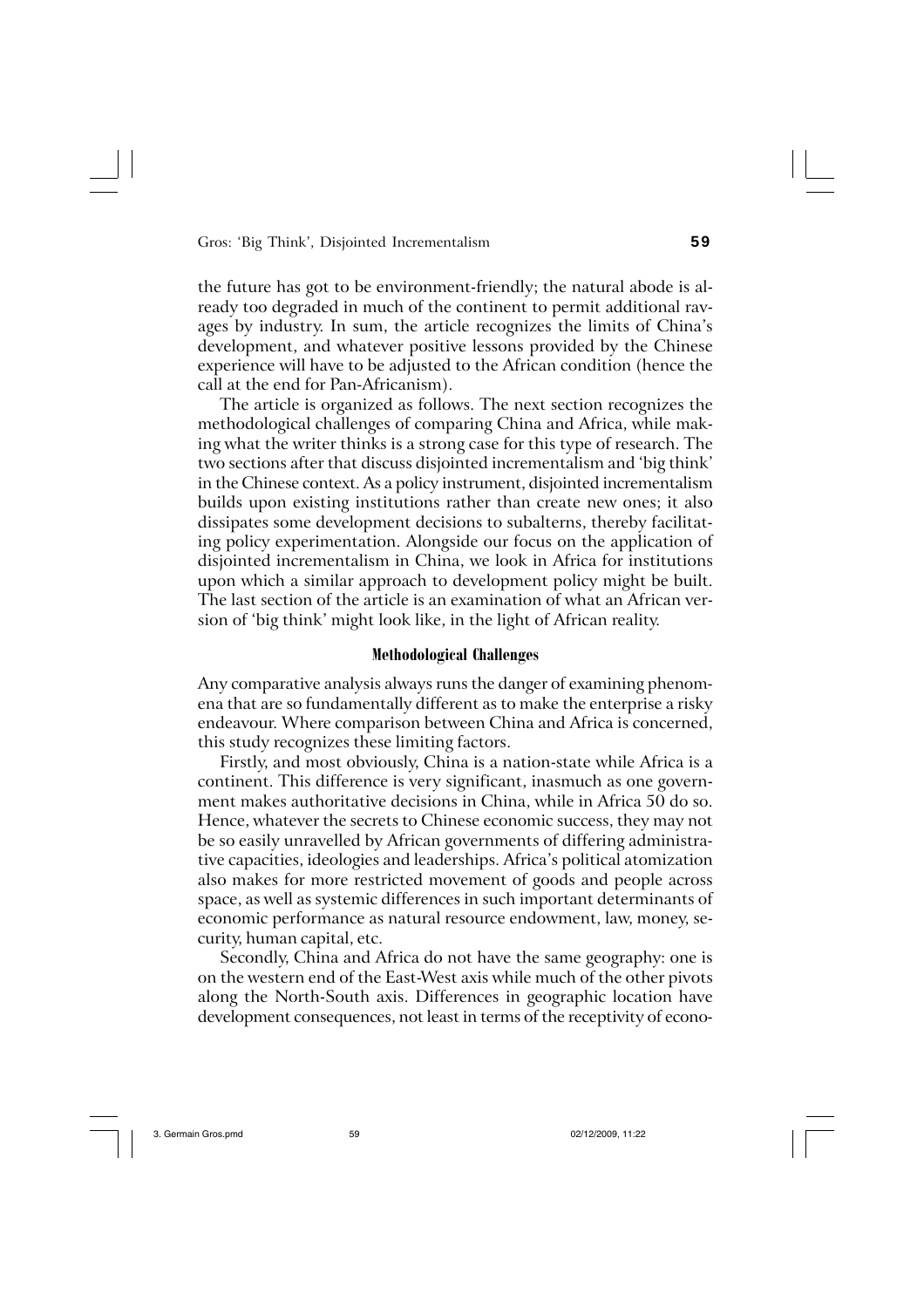the future has got to be environment-friendly; the natural abode is already too degraded in much of the continent to permit additional ravages by industry. In sum, the article recognizes the limits of China's development, and whatever positive lessons provided by the Chinese experience will have to be adjusted to the African condition (hence the call at the end for Pan-Africanism).

The article is organized as follows. The next section recognizes the methodological challenges of comparing China and Africa, while making what the writer thinks is a strong case for this type of research. The two sections after that discuss disjointed incrementalism and 'big think' in the Chinese context. As a policy instrument, disjointed incrementalism builds upon existing institutions rather than create new ones; it also dissipates some development decisions to subalterns, thereby facilitating policy experimentation. Alongside our focus on the application of disjointed incrementalism in China, we look in Africa for institutions upon which a similar approach to development policy might be built. The last section of the article is an examination of what an African version of 'big think' might look like, in the light of African reality.

## Methodological Challenges

Any comparative analysis always runs the danger of examining phenomena that are so fundamentally different as to make the enterprise a risky endeavour. Where comparison between China and Africa is concerned, this study recognizes these limiting factors.

Firstly, and most obviously, China is a nation-state while Africa is a continent. This difference is very significant, inasmuch as one government makes authoritative decisions in China, while in Africa 50 do so. Hence, whatever the secrets to Chinese economic success, they may not be so easily unravelled by African governments of differing administrative capacities, ideologies and leaderships. Africa's political atomization also makes for more restricted movement of goods and people across space, as well as systemic differences in such important determinants of economic performance as natural resource endowment, law, money, security, human capital, etc.

Secondly, China and Africa do not have the same geography: one is on the western end of the East-West axis while much of the other pivots along the North-South axis. Differences in geographic location have development consequences, not least in terms of the receptivity of econo-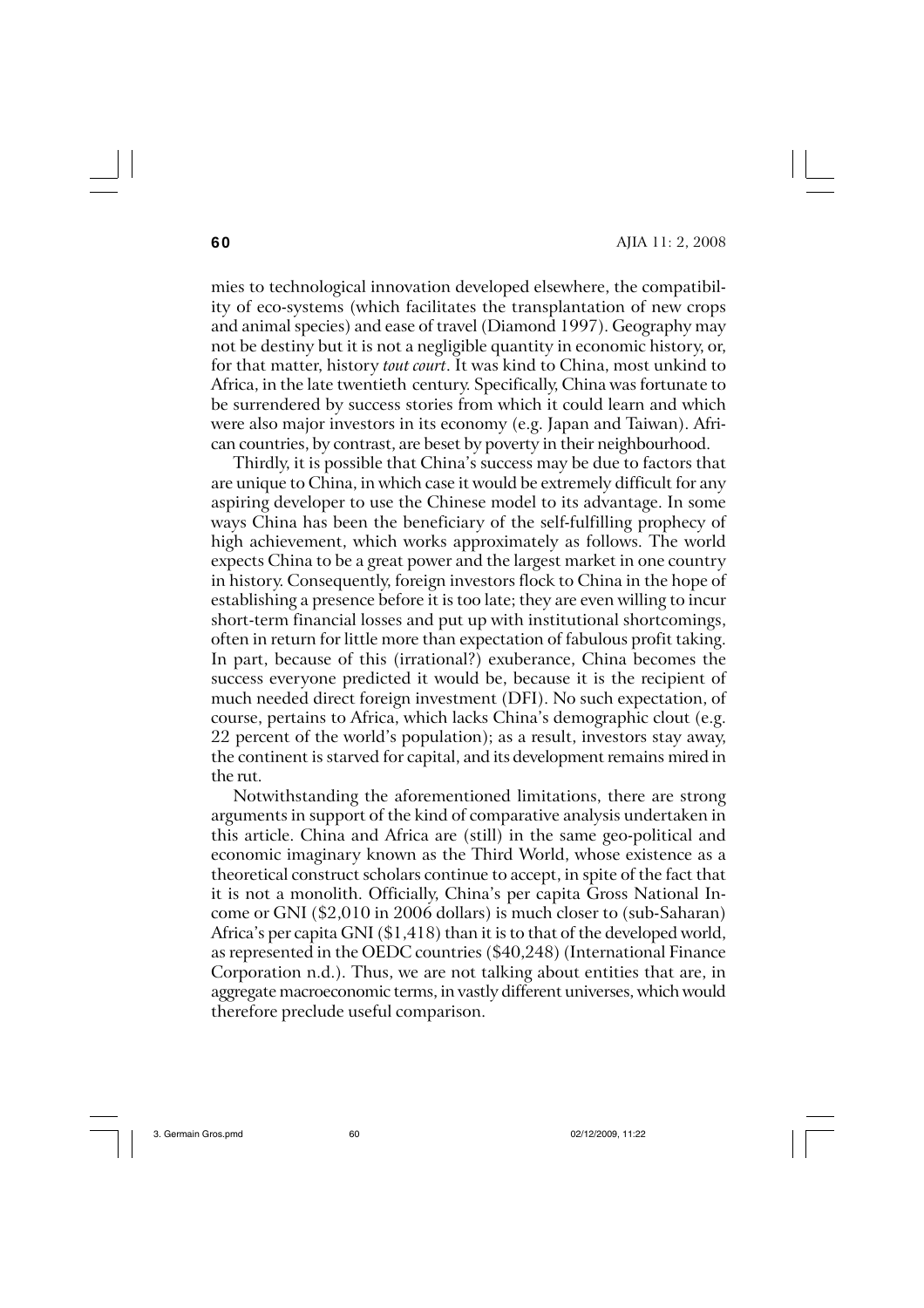mies to technological innovation developed elsewhere, the compatibility of eco-systems (which facilitates the transplantation of new crops and animal species) and ease of travel (Diamond 1997). Geography may not be destiny but it is not a negligible quantity in economic history, or, for that matter, history *tout court*. It was kind to China, most unkind to Africa, in the late twentieth century. Specifically, China was fortunate to be surrendered by success stories from which it could learn and which were also major investors in its economy (e.g. Japan and Taiwan). African countries, by contrast, are beset by poverty in their neighbourhood.

Thirdly, it is possible that China's success may be due to factors that are unique to China, in which case it would be extremely difficult for any aspiring developer to use the Chinese model to its advantage. In some ways China has been the beneficiary of the self-fulfilling prophecy of high achievement, which works approximately as follows. The world expects China to be a great power and the largest market in one country in history. Consequently, foreign investors flock to China in the hope of establishing a presence before it is too late; they are even willing to incur short-term financial losses and put up with institutional shortcomings, often in return for little more than expectation of fabulous profit taking. In part, because of this (irrational?) exuberance, China becomes the success everyone predicted it would be, because it is the recipient of much needed direct foreign investment (DFI). No such expectation, of course, pertains to Africa, which lacks China's demographic clout (e.g. 22 percent of the world's population); as a result, investors stay away, the continent is starved for capital, and its development remains mired in the rut.

Notwithstanding the aforementioned limitations, there are strong arguments in support of the kind of comparative analysis undertaken in this article. China and Africa are (still) in the same geo-political and economic imaginary known as the Third World, whose existence as a theoretical construct scholars continue to accept, in spite of the fact that it is not a monolith. Officially, China's per capita Gross National Income or GNI ($2,010 in 2006 dollars) is much closer to (sub-Saharan) Africa's per capita GNI ($1,418) than it is to that of the developed world, as represented in the OEDC countries ($40,248) (International Finance Corporation n.d.). Thus, we are not talking about entities that are, in aggregate macroeconomic terms, in vastly different universes, which would therefore preclude useful comparison.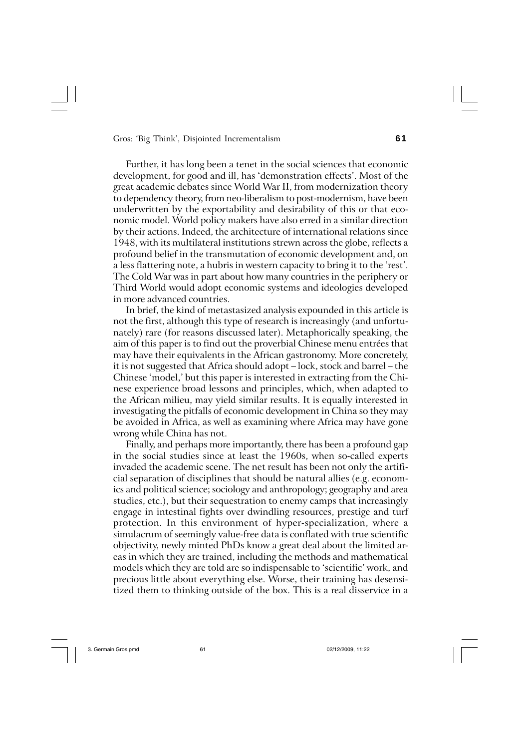Further, it has long been a tenet in the social sciences that economic development, for good and ill, has 'demonstration effects'. Most of the great academic debates since World War II, from modernization theory to dependency theory, from neo-liberalism to post-modernism, have been underwritten by the exportability and desirability of this or that economic model. World policy makers have also erred in a similar direction by their actions. Indeed, the architecture of international relations since 1948, with its multilateral institutions strewn across the globe, reflects a profound belief in the transmutation of economic development and, on a less flattering note, a hubris in western capacity to bring it to the 'rest'. The Cold War was in part about how many countries in the periphery or Third World would adopt economic systems and ideologies developed in more advanced countries.

In brief, the kind of metastasized analysis expounded in this article is not the first, although this type of research is increasingly (and unfortunately) rare (for reasons discussed later). Metaphorically speaking, the aim of this paper is to find out the proverbial Chinese menu entrées that may have their equivalents in the African gastronomy. More concretely, it is not suggested that Africa should adopt – lock, stock and barrel – the Chinese 'model,' but this paper is interested in extracting from the Chinese experience broad lessons and principles, which, when adapted to the African milieu, may yield similar results. It is equally interested in investigating the pitfalls of economic development in China so they may be avoided in Africa, as well as examining where Africa may have gone wrong while China has not.

Finally, and perhaps more importantly, there has been a profound gap in the social studies since at least the 1960s, when so-called experts invaded the academic scene. The net result has been not only the artificial separation of disciplines that should be natural allies (e.g. economics and political science; sociology and anthropology; geography and area studies, etc.), but their sequestration to enemy camps that increasingly engage in intestinal fights over dwindling resources, prestige and turf protection. In this environment of hyper-specialization, where a simulacrum of seemingly value-free data is conflated with true scientific objectivity, newly minted PhDs know a great deal about the limited areas in which they are trained, including the methods and mathematical models which they are told are so indispensable to 'scientific' work, and precious little about everything else. Worse, their training has desensitized them to thinking outside of the box. This is a real disservice in a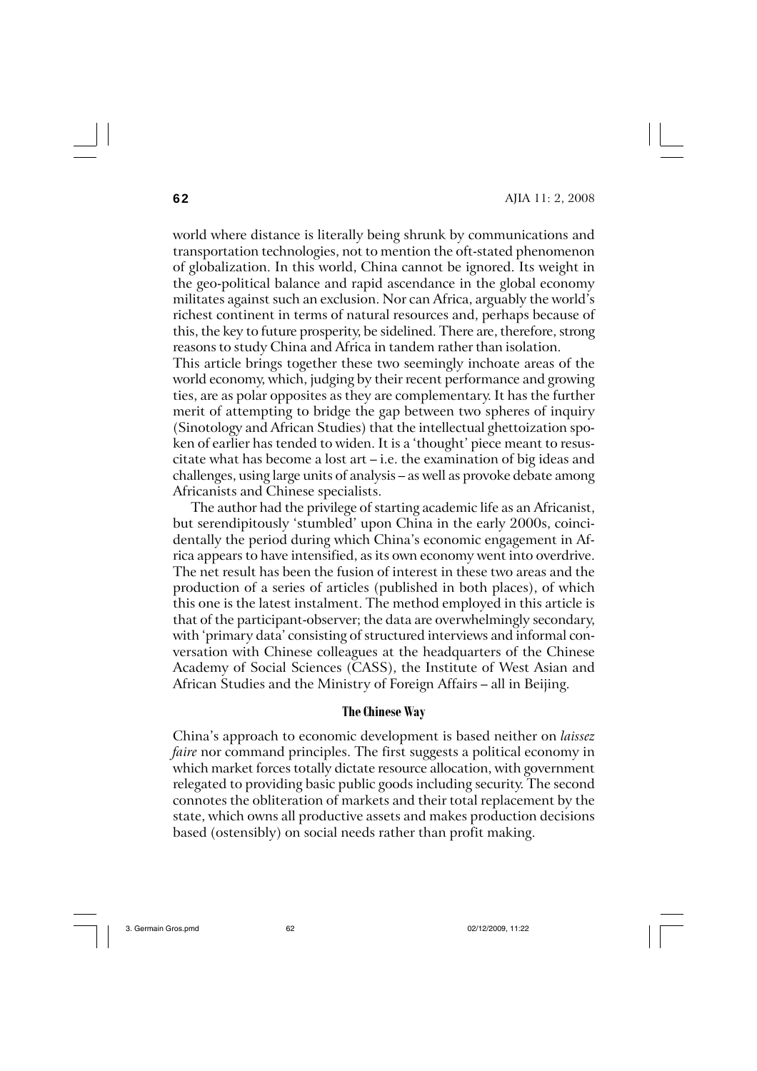world where distance is literally being shrunk by communications and transportation technologies, not to mention the oft-stated phenomenon of globalization. In this world, China cannot be ignored. Its weight in the geo-political balance and rapid ascendance in the global economy militates against such an exclusion. Nor can Africa, arguably the world's richest continent in terms of natural resources and, perhaps because of this, the key to future prosperity, be sidelined. There are, therefore, strong reasons to study China and Africa in tandem rather than isolation.

This article brings together these two seemingly inchoate areas of the world economy, which, judging by their recent performance and growing ties, are as polar opposites as they are complementary. It has the further merit of attempting to bridge the gap between two spheres of inquiry (Sinotology and African Studies) that the intellectual ghettoization spoken of earlier has tended to widen. It is a 'thought' piece meant to resuscitate what has become a lost art – i.e. the examination of big ideas and challenges, using large units of analysis – as well as provoke debate among Africanists and Chinese specialists.

The author had the privilege of starting academic life as an Africanist, but serendipitously 'stumbled' upon China in the early 2000s, coincidentally the period during which China's economic engagement in Africa appears to have intensified, as its own economy went into overdrive. The net result has been the fusion of interest in these two areas and the production of a series of articles (published in both places), of which this one is the latest instalment. The method employed in this article is that of the participant-observer; the data are overwhelmingly secondary, with 'primary data' consisting of structured interviews and informal conversation with Chinese colleagues at the headquarters of the Chinese Academy of Social Sciences (CASS), the Institute of West Asian and African Studies and the Ministry of Foreign Affairs – all in Beijing.

## The Chinese Way

China's approach to economic development is based neither on *laissez faire* nor command principles. The first suggests a political economy in which market forces totally dictate resource allocation, with government relegated to providing basic public goods including security. The second connotes the obliteration of markets and their total replacement by the state, which owns all productive assets and makes production decisions based (ostensibly) on social needs rather than profit making.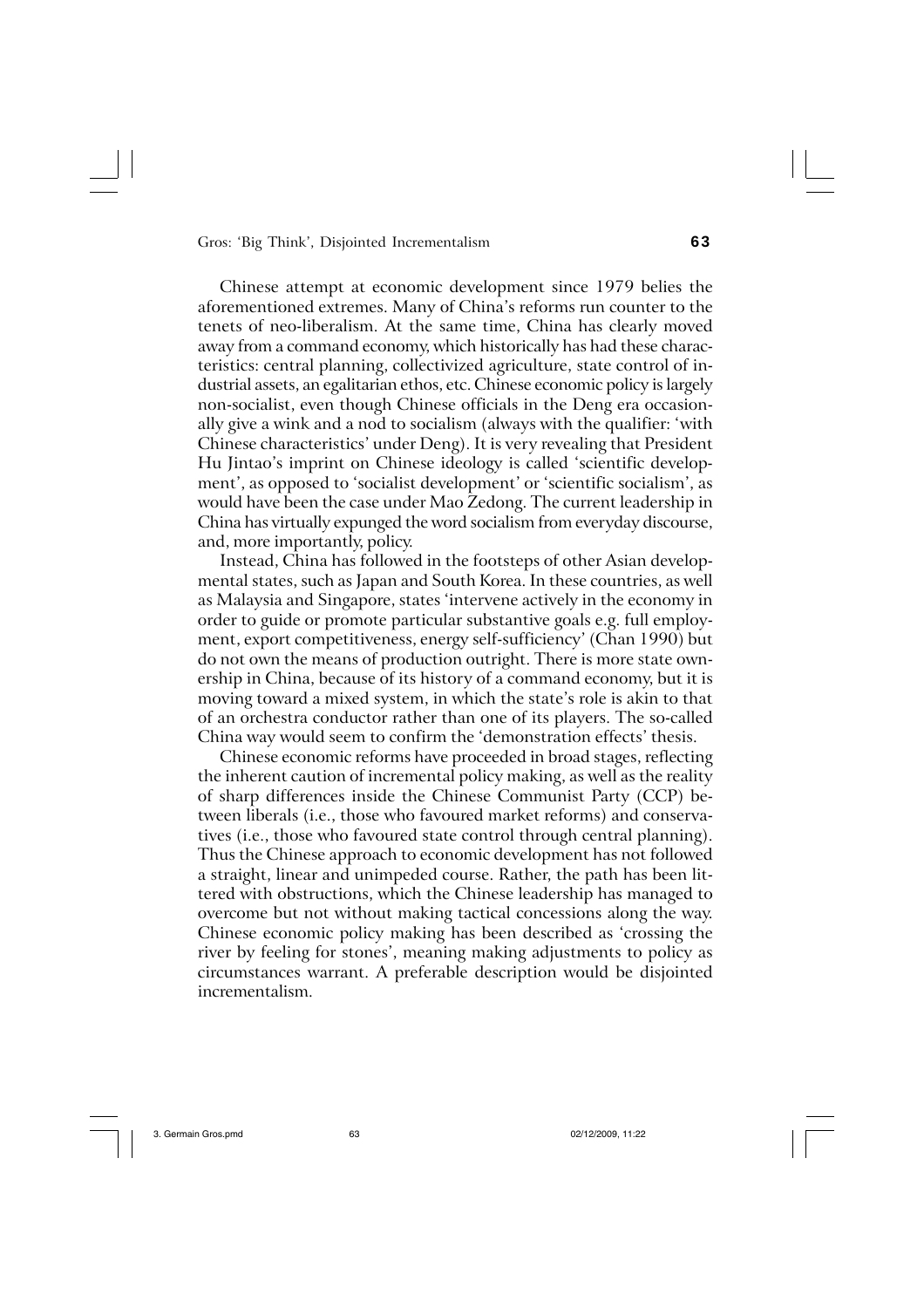Chinese attempt at economic development since 1979 belies the aforementioned extremes. Many of China's reforms run counter to the tenets of neo-liberalism. At the same time, China has clearly moved away from a command economy, which historically has had these characteristics: central planning, collectivized agriculture, state control of industrial assets, an egalitarian ethos, etc. Chinese economic policy is largely non-socialist, even though Chinese officials in the Deng era occasionally give a wink and a nod to socialism (always with the qualifier: 'with Chinese characteristics' under Deng). It is very revealing that President Hu Jintao's imprint on Chinese ideology is called 'scientific development', as opposed to 'socialist development' or 'scientific socialism', as would have been the case under Mao Zedong. The current leadership in China has virtually expunged the word socialism from everyday discourse, and, more importantly, policy.

Instead, China has followed in the footsteps of other Asian developmental states, such as Japan and South Korea. In these countries, as well as Malaysia and Singapore, states 'intervene actively in the economy in order to guide or promote particular substantive goals e.g. full employment, export competitiveness, energy self-sufficiency' (Chan 1990) but do not own the means of production outright. There is more state ownership in China, because of its history of a command economy, but it is moving toward a mixed system, in which the state's role is akin to that of an orchestra conductor rather than one of its players. The so-called China way would seem to confirm the 'demonstration effects' thesis.

Chinese economic reforms have proceeded in broad stages, reflecting the inherent caution of incremental policy making, as well as the reality of sharp differences inside the Chinese Communist Party (CCP) between liberals (i.e., those who favoured market reforms) and conservatives (i.e., those who favoured state control through central planning). Thus the Chinese approach to economic development has not followed a straight, linear and unimpeded course. Rather, the path has been littered with obstructions, which the Chinese leadership has managed to overcome but not without making tactical concessions along the way. Chinese economic policy making has been described as 'crossing the river by feeling for stones', meaning making adjustments to policy as circumstances warrant. A preferable description would be disjointed incrementalism.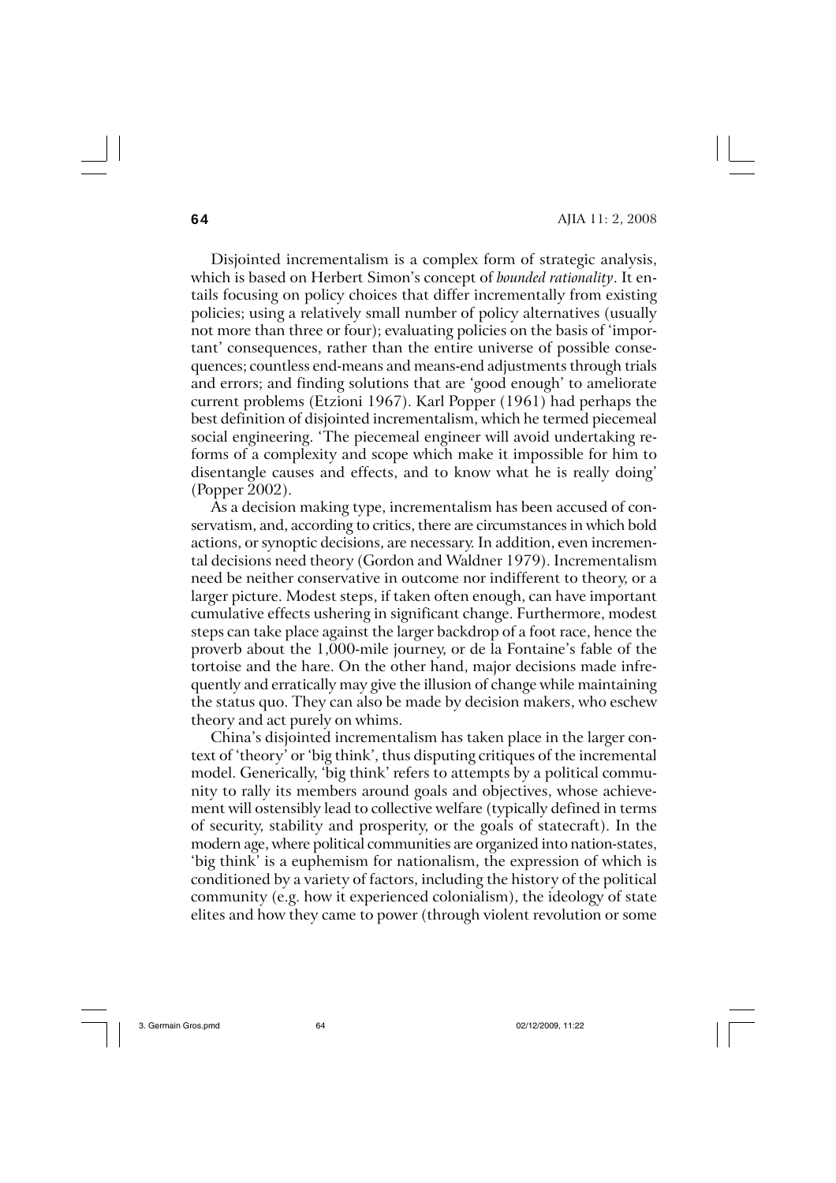Disjointed incrementalism is a complex form of strategic analysis, which is based on Herbert Simon's concept of *bounded rationality*. It entails focusing on policy choices that differ incrementally from existing policies; using a relatively small number of policy alternatives (usually not more than three or four); evaluating policies on the basis of 'important' consequences, rather than the entire universe of possible consequences; countless end-means and means-end adjustments through trials and errors; and finding solutions that are 'good enough' to ameliorate current problems (Etzioni 1967). Karl Popper (1961) had perhaps the best definition of disjointed incrementalism, which he termed piecemeal social engineering. 'The piecemeal engineer will avoid undertaking reforms of a complexity and scope which make it impossible for him to disentangle causes and effects, and to know what he is really doing' (Popper 2002).

As a decision making type, incrementalism has been accused of conservatism, and, according to critics, there are circumstances in which bold actions, or synoptic decisions, are necessary. In addition, even incremental decisions need theory (Gordon and Waldner 1979). Incrementalism need be neither conservative in outcome nor indifferent to theory, or a larger picture. Modest steps, if taken often enough, can have important cumulative effects ushering in significant change. Furthermore, modest steps can take place against the larger backdrop of a foot race, hence the proverb about the 1,000-mile journey, or de la Fontaine's fable of the tortoise and the hare. On the other hand, major decisions made infrequently and erratically may give the illusion of change while maintaining the status quo. They can also be made by decision makers, who eschew theory and act purely on whims.

China's disjointed incrementalism has taken place in the larger context of 'theory' or 'big think', thus disputing critiques of the incremental model. Generically, 'big think' refers to attempts by a political community to rally its members around goals and objectives, whose achievement will ostensibly lead to collective welfare (typically defined in terms of security, stability and prosperity, or the goals of statecraft). In the modern age, where political communities are organized into nation-states, 'big think' is a euphemism for nationalism, the expression of which is conditioned by a variety of factors, including the history of the political community (e.g. how it experienced colonialism), the ideology of state elites and how they came to power (through violent revolution or some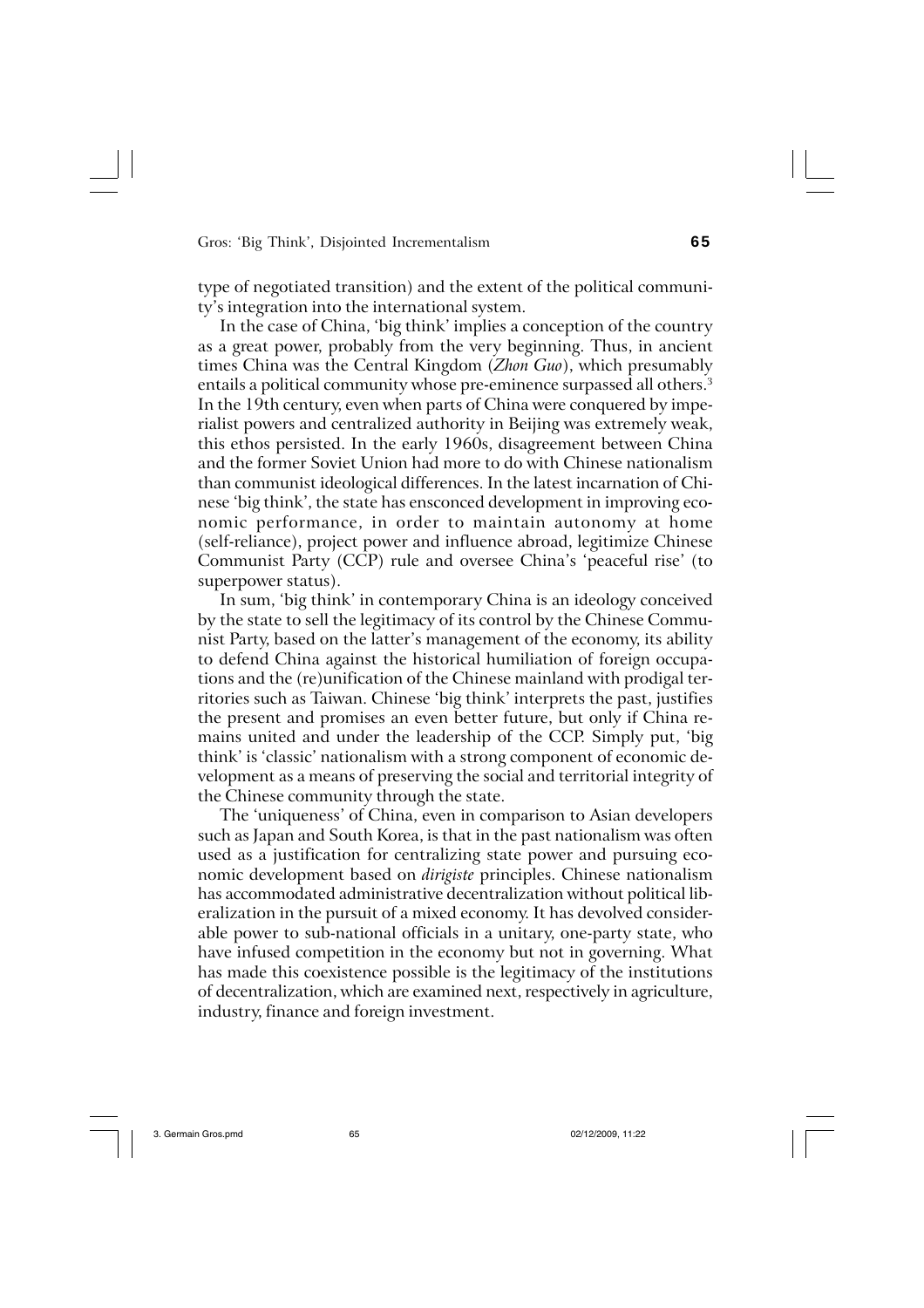type of negotiated transition) and the extent of the political community's integration into the international system.

In the case of China, 'big think' implies a conception of the country as a great power, probably from the very beginning. Thus, in ancient times China was the Central Kingdom (*Zhon Guo*), which presumably entails a political community whose pre-eminence surpassed all others.[3] In the 19th century, even when parts of China were conquered by imperialist powers and centralized authority in Beijing was extremely weak, this ethos persisted. In the early 1960s, disagreement between China and the former Soviet Union had more to do with Chinese nationalism than communist ideological differences. In the latest incarnation of Chinese 'big think', the state has ensconced development in improving economic performance, in order to maintain autonomy at home (self-reliance), project power and influence abroad, legitimize Chinese Communist Party (CCP) rule and oversee China's 'peaceful rise' (to superpower status).

In sum, 'big think' in contemporary China is an ideology conceived by the state to sell the legitimacy of its control by the Chinese Communist Party, based on the latter's management of the economy, its ability to defend China against the historical humiliation of foreign occupations and the (re)unification of the Chinese mainland with prodigal territories such as Taiwan. Chinese 'big think' interprets the past, justifies the present and promises an even better future, but only if China remains united and under the leadership of the CCP. Simply put, 'big think' is 'classic' nationalism with a strong component of economic development as a means of preserving the social and territorial integrity of the Chinese community through the state.

The 'uniqueness' of China, even in comparison to Asian developers such as Japan and South Korea, is that in the past nationalism was often used as a justification for centralizing state power and pursuing economic development based on *dirigiste* principles. Chinese nationalism has accommodated administrative decentralization without political liberalization in the pursuit of a mixed economy. It has devolved considerable power to sub-national officials in a unitary, one-party state, who have infused competition in the economy but not in governing. What has made this coexistence possible is the legitimacy of the institutions of decentralization, which are examined next, respectively in agriculture, industry, finance and foreign investment.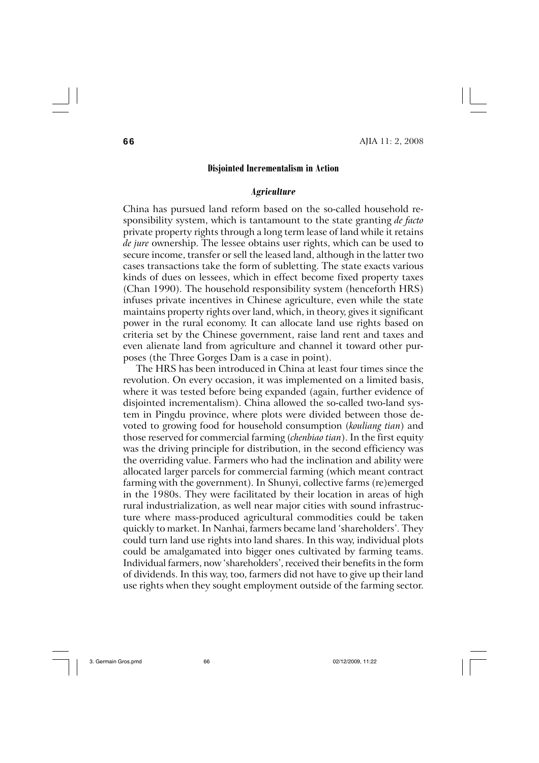## Disjointed Incrementalism in Action

### *Agriculture*

China has pursued land reform based on the so-called household responsibility system, which is tantamount to the state granting *de facto* private property rights through a long term lease of land while it retains *de jure* ownership. The lessee obtains user rights, which can be used to secure income, transfer or sell the leased land, although in the latter two cases transactions take the form of subletting. The state exacts various kinds of dues on lessees, which in effect become fixed property taxes (Chan 1990). The household responsibility system (henceforth HRS) infuses private incentives in Chinese agriculture, even while the state maintains property rights over land, which, in theory, gives it significant power in the rural economy. It can allocate land use rights based on criteria set by the Chinese government, raise land rent and taxes and even alienate land from agriculture and channel it toward other purposes (the Three Gorges Dam is a case in point).

The HRS has been introduced in China at least four times since the revolution. On every occasion, it was implemented on a limited basis, where it was tested before being expanded (again, further evidence of disjointed incrementalism). China allowed the so-called two-land system in Pingdu province, where plots were divided between those devoted to growing food for household consumption (*kouliang tian*) and those reserved for commercial farming (*chenbiao tian*). In the first equity was the driving principle for distribution, in the second efficiency was the overriding value. Farmers who had the inclination and ability were allocated larger parcels for commercial farming (which meant contract farming with the government). In Shunyi, collective farms (re)emerged in the 1980s. They were facilitated by their location in areas of high rural industrialization, as well near major cities with sound infrastructure where mass-produced agricultural commodities could be taken quickly to market. In Nanhai, farmers became land 'shareholders'. They could turn land use rights into land shares. In this way, individual plots could be amalgamated into bigger ones cultivated by farming teams. Individual farmers, now 'shareholders', received their benefits in the form of dividends. In this way, too, farmers did not have to give up their land use rights when they sought employment outside of the farming sector.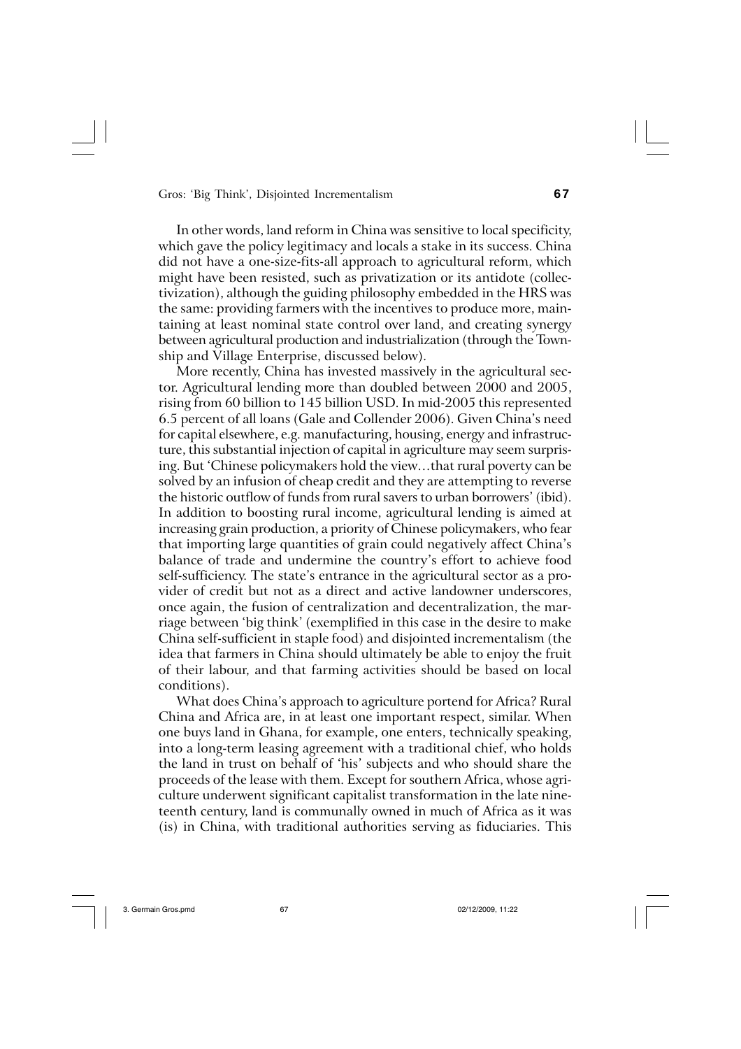In other words, land reform in China was sensitive to local specificity, which gave the policy legitimacy and locals a stake in its success. China did not have a one-size-fits-all approach to agricultural reform, which might have been resisted, such as privatization or its antidote (collectivization), although the guiding philosophy embedded in the HRS was the same: providing farmers with the incentives to produce more, maintaining at least nominal state control over land, and creating synergy between agricultural production and industrialization (through the Township and Village Enterprise, discussed below).

More recently, China has invested massively in the agricultural sector. Agricultural lending more than doubled between 2000 and 2005, rising from 60 billion to 145 billion USD. In mid-2005 this represented 6.5 percent of all loans (Gale and Collender 2006). Given China's need for capital elsewhere, e.g. manufacturing, housing, energy and infrastructure, this substantial injection of capital in agriculture may seem surprising. But 'Chinese policymakers hold the view…that rural poverty can be solved by an infusion of cheap credit and they are attempting to reverse the historic outflow of funds from rural savers to urban borrowers' (ibid). In addition to boosting rural income, agricultural lending is aimed at increasing grain production, a priority of Chinese policymakers, who fear that importing large quantities of grain could negatively affect China's balance of trade and undermine the country's effort to achieve food self-sufficiency. The state's entrance in the agricultural sector as a provider of credit but not as a direct and active landowner underscores, once again, the fusion of centralization and decentralization, the marriage between 'big think' (exemplified in this case in the desire to make China self-sufficient in staple food) and disjointed incrementalism (the idea that farmers in China should ultimately be able to enjoy the fruit of their labour, and that farming activities should be based on local conditions).

What does China's approach to agriculture portend for Africa? Rural China and Africa are, in at least one important respect, similar. When one buys land in Ghana, for example, one enters, technically speaking, into a long-term leasing agreement with a traditional chief, who holds the land in trust on behalf of 'his' subjects and who should share the proceeds of the lease with them. Except for southern Africa, whose agriculture underwent significant capitalist transformation in the late nineteenth century, land is communally owned in much of Africa as it was (is) in China, with traditional authorities serving as fiduciaries. This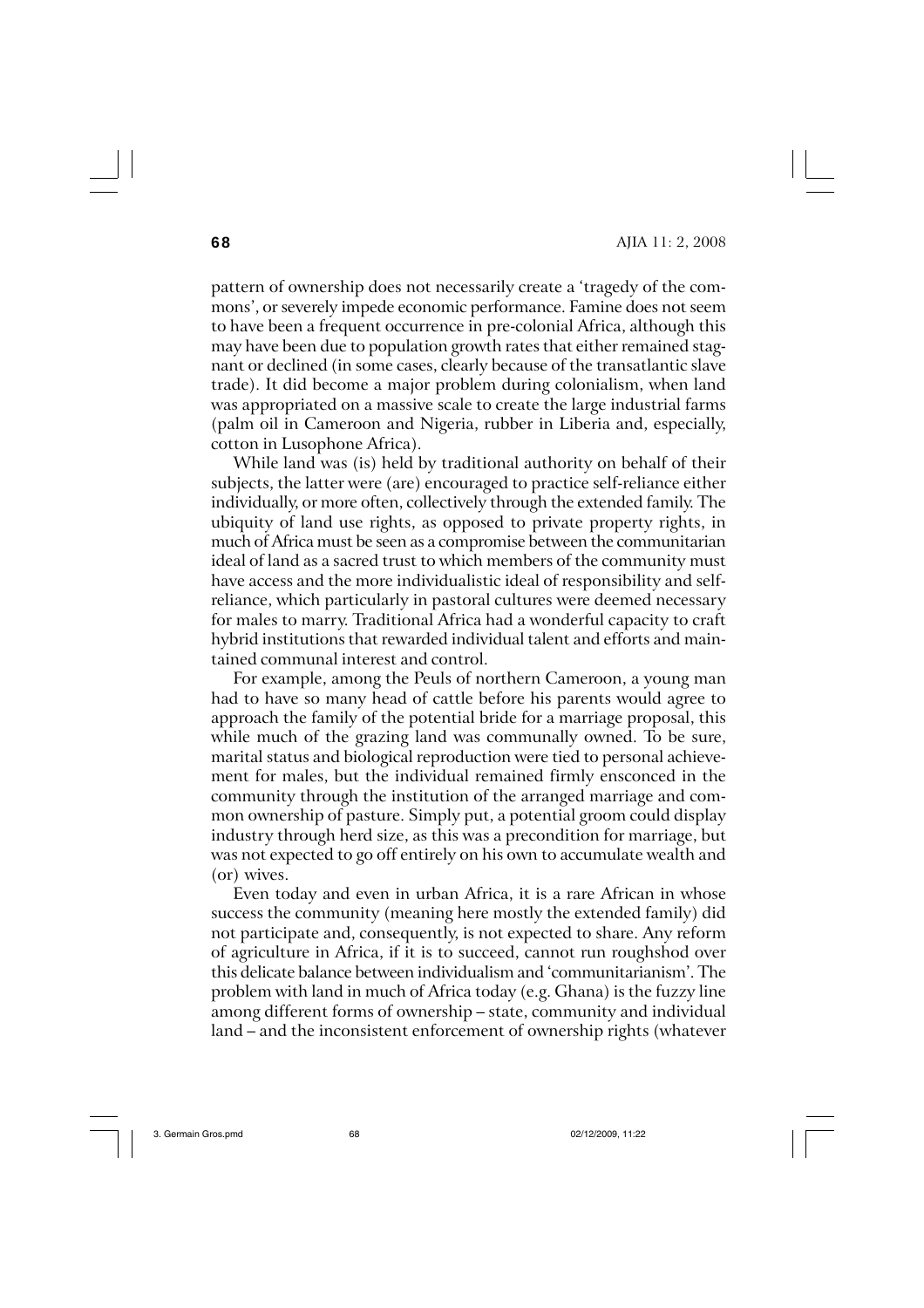pattern of ownership does not necessarily create a 'tragedy of the commons', or severely impede economic performance. Famine does not seem to have been a frequent occurrence in pre-colonial Africa, although this may have been due to population growth rates that either remained stagnant or declined (in some cases, clearly because of the transatlantic slave trade). It did become a major problem during colonialism, when land was appropriated on a massive scale to create the large industrial farms (palm oil in Cameroon and Nigeria, rubber in Liberia and, especially, cotton in Lusophone Africa).

While land was (is) held by traditional authority on behalf of their subjects, the latter were (are) encouraged to practice self-reliance either individually, or more often, collectively through the extended family. The ubiquity of land use rights, as opposed to private property rights, in much of Africa must be seen as a compromise between the communitarian ideal of land as a sacred trust to which members of the community must have access and the more individualistic ideal of responsibility and self-reliance, which particularly in pastoral cultures were deemed necessary for males to marry. Traditional Africa had a wonderful capacity to craft hybrid institutions that rewarded individual talent and efforts and maintained communal interest and control.

For example, among the Peuls of northern Cameroon, a young man had to have so many head of cattle before his parents would agree to approach the family of the potential bride for a marriage proposal, this while much of the grazing land was communally owned. To be sure, marital status and biological reproduction were tied to personal achievement for males, but the individual remained firmly ensconced in the community through the institution of the arranged marriage and common ownership of pasture. Simply put, a potential groom could display industry through herd size, as this was a precondition for marriage, but was not expected to go off entirely on his own to accumulate wealth and (or) wives.

Even today and even in urban Africa, it is a rare African in whose success the community (meaning here mostly the extended family) did not participate and, consequently, is not expected to share. Any reform of agriculture in Africa, if it is to succeed, cannot run roughshod over this delicate balance between individualism and 'communitarianism'. The problem with land in much of Africa today (e.g. Ghana) is the fuzzy line among different forms of ownership – state, community and individual land – and the inconsistent enforcement of ownership rights (whatever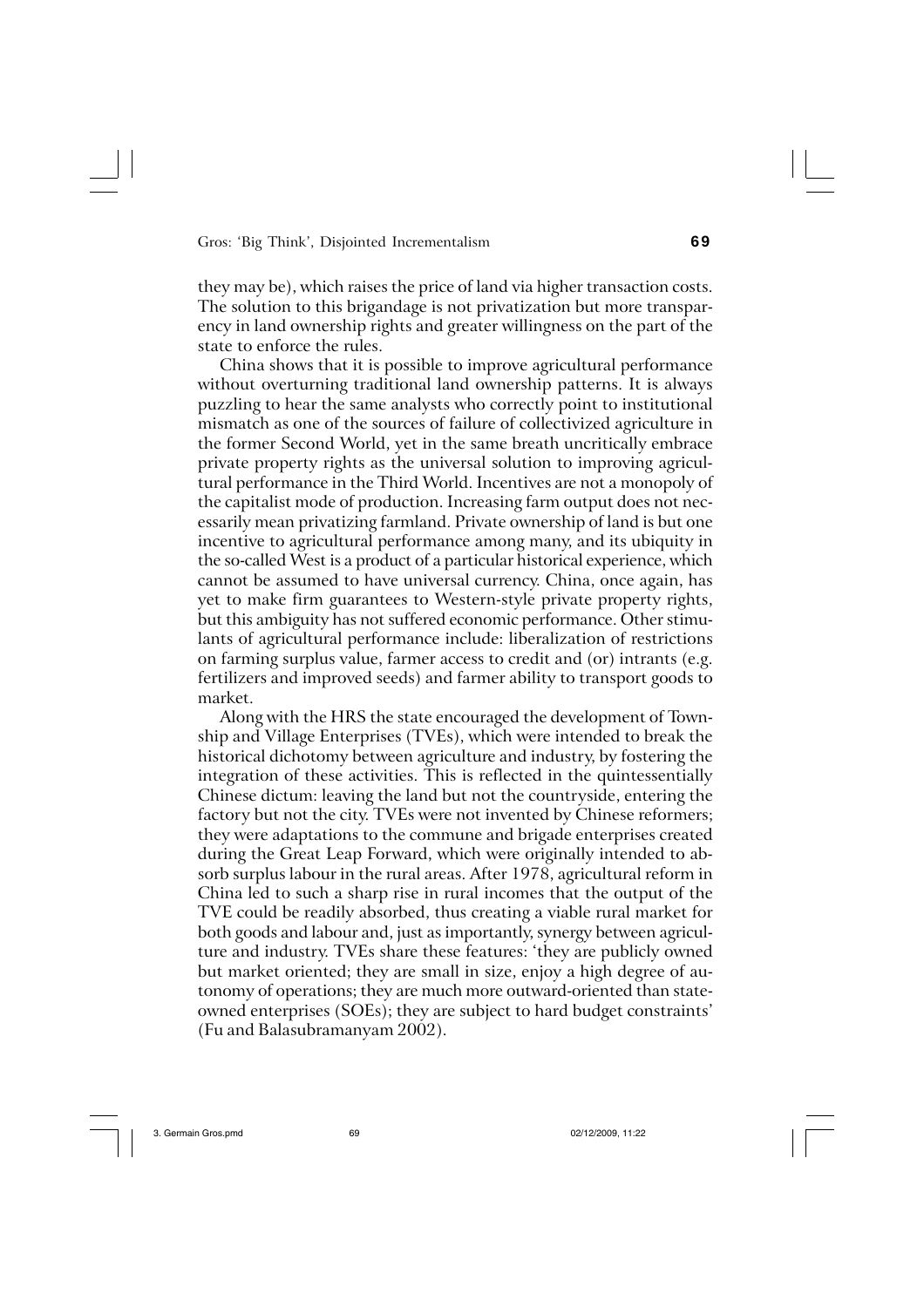they may be), which raises the price of land via higher transaction costs. The solution to this brigandage is not privatization but more transparency in land ownership rights and greater willingness on the part of the state to enforce the rules.

China shows that it is possible to improve agricultural performance without overturning traditional land ownership patterns. It is always puzzling to hear the same analysts who correctly point to institutional mismatch as one of the sources of failure of collectivized agriculture in the former Second World, yet in the same breath uncritically embrace private property rights as the universal solution to improving agricultural performance in the Third World. Incentives are not a monopoly of the capitalist mode of production. Increasing farm output does not necessarily mean privatizing farmland. Private ownership of land is but one incentive to agricultural performance among many, and its ubiquity in the so-called West is a product of a particular historical experience, which cannot be assumed to have universal currency. China, once again, has yet to make firm guarantees to Western-style private property rights, but this ambiguity has not suffered economic performance. Other stimulants of agricultural performance include: liberalization of restrictions on farming surplus value, farmer access to credit and (or) intrants (e.g. fertilizers and improved seeds) and farmer ability to transport goods to market.

Along with the HRS the state encouraged the development of Township and Village Enterprises (TVEs), which were intended to break the historical dichotomy between agriculture and industry, by fostering the integration of these activities. This is reflected in the quintessentially Chinese dictum: leaving the land but not the countryside, entering the factory but not the city. TVEs were not invented by Chinese reformers; they were adaptations to the commune and brigade enterprises created during the Great Leap Forward, which were originally intended to absorb surplus labour in the rural areas. After 1978, agricultural reform in China led to such a sharp rise in rural incomes that the output of the TVE could be readily absorbed, thus creating a viable rural market for both goods and labour and, just as importantly, synergy between agriculture and industry. TVEs share these features: 'they are publicly owned but market oriented; they are small in size, enjoy a high degree of autonomy of operations; they are much more outward-oriented than state-owned enterprises (SOEs); they are subject to hard budget constraints' (Fu and Balasubramanyam 2002).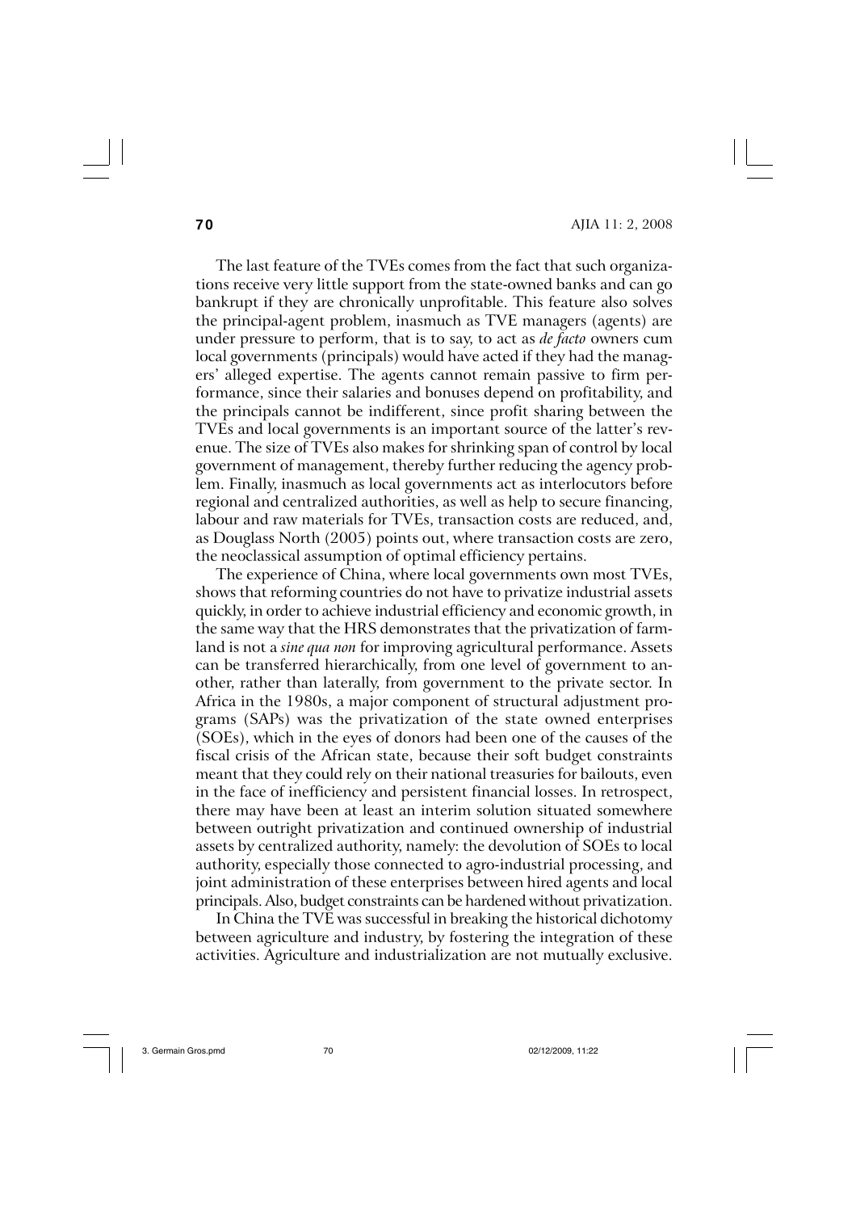The last feature of the TVEs comes from the fact that such organizations receive very little support from the state-owned banks and can go bankrupt if they are chronically unprofitable. This feature also solves the principal-agent problem, inasmuch as TVE managers (agents) are under pressure to perform, that is to say, to act as *de facto* owners cum local governments (principals) would have acted if they had the managers' alleged expertise. The agents cannot remain passive to firm performance, since their salaries and bonuses depend on profitability, and the principals cannot be indifferent, since profit sharing between the TVEs and local governments is an important source of the latter's revenue. The size of TVEs also makes for shrinking span of control by local government of management, thereby further reducing the agency problem. Finally, inasmuch as local governments act as interlocutors before regional and centralized authorities, as well as help to secure financing, labour and raw materials for TVEs, transaction costs are reduced, and, as Douglass North (2005) points out, where transaction costs are zero, the neoclassical assumption of optimal efficiency pertains.

The experience of China, where local governments own most TVEs, shows that reforming countries do not have to privatize industrial assets quickly, in order to achieve industrial efficiency and economic growth, in the same way that the HRS demonstrates that the privatization of farmland is not a *sine qua non* for improving agricultural performance. Assets can be transferred hierarchically, from one level of government to another, rather than laterally, from government to the private sector. In Africa in the 1980s, a major component of structural adjustment programs (SAPs) was the privatization of the state owned enterprises (SOEs), which in the eyes of donors had been one of the causes of the fiscal crisis of the African state, because their soft budget constraints meant that they could rely on their national treasuries for bailouts, even in the face of inefficiency and persistent financial losses. In retrospect, there may have been at least an interim solution situated somewhere between outright privatization and continued ownership of industrial assets by centralized authority, namely: the devolution of SOEs to local authority, especially those connected to agro-industrial processing, and joint administration of these enterprises between hired agents and local principals. Also, budget constraints can be hardened without privatization.

In China the TVE was successful in breaking the historical dichotomy between agriculture and industry, by fostering the integration of these activities. Agriculture and industrialization are not mutually exclusive.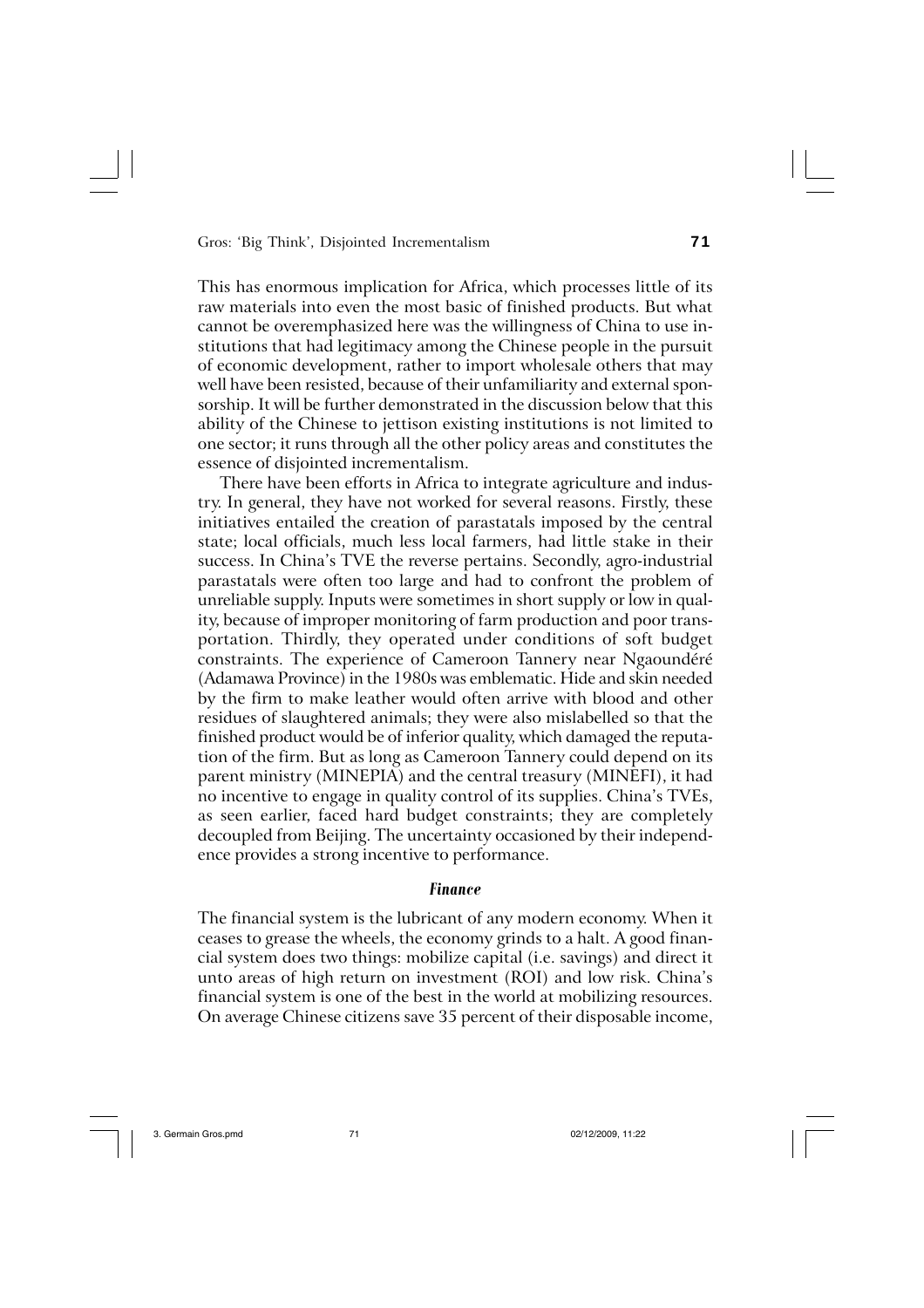This has enormous implication for Africa, which processes little of its raw materials into even the most basic of finished products. But what cannot be overemphasized here was the willingness of China to use institutions that had legitimacy among the Chinese people in the pursuit of economic development, rather to import wholesale others that may well have been resisted, because of their unfamiliarity and external sponsorship. It will be further demonstrated in the discussion below that this ability of the Chinese to jettison existing institutions is not limited to one sector; it runs through all the other policy areas and constitutes the essence of disjointed incrementalism.

There have been efforts in Africa to integrate agriculture and industry. In general, they have not worked for several reasons. Firstly, these initiatives entailed the creation of parastatals imposed by the central state; local officials, much less local farmers, had little stake in their success. In China's TVE the reverse pertains. Secondly, agro-industrial parastatals were often too large and had to confront the problem of unreliable supply. Inputs were sometimes in short supply or low in quality, because of improper monitoring of farm production and poor transportation. Thirdly, they operated under conditions of soft budget constraints. The experience of Cameroon Tannery near Ngaoundéré (Adamawa Province) in the 1980s was emblematic. Hide and skin needed by the firm to make leather would often arrive with blood and other residues of slaughtered animals; they were also mislabelled so that the finished product would be of inferior quality, which damaged the reputation of the firm. But as long as Cameroon Tannery could depend on its parent ministry (MINEPIA) and the central treasury (MINEFI), it had no incentive to engage in quality control of its supplies. China's TVEs, as seen earlier, faced hard budget constraints; they are completely decoupled from Beijing. The uncertainty occasioned by their independence provides a strong incentive to performance.

### *Finance*

The financial system is the lubricant of any modern economy. When it ceases to grease the wheels, the economy grinds to a halt. A good financial system does two things: mobilize capital (i.e. savings) and direct it unto areas of high return on investment (ROI) and low risk. China's financial system is one of the best in the world at mobilizing resources. On average Chinese citizens save 35 percent of their disposable income,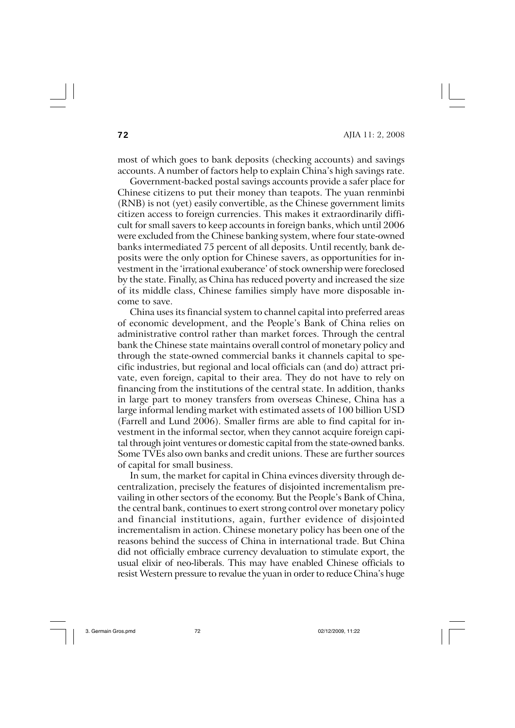most of which goes to bank deposits (checking accounts) and savings accounts. A number of factors help to explain China's high savings rate.

Government-backed postal savings accounts provide a safer place for Chinese citizens to put their money than teapots. The yuan renminbi (RNB) is not (yet) easily convertible, as the Chinese government limits citizen access to foreign currencies. This makes it extraordinarily difficult for small savers to keep accounts in foreign banks, which until 2006 were excluded from the Chinese banking system, where four state-owned banks intermediated 75 percent of all deposits. Until recently, bank deposits were the only option for Chinese savers, as opportunities for investment in the 'irrational exuberance' of stock ownership were foreclosed by the state. Finally, as China has reduced poverty and increased the size of its middle class, Chinese families simply have more disposable income to save.

China uses its financial system to channel capital into preferred areas of economic development, and the People's Bank of China relies on administrative control rather than market forces. Through the central bank the Chinese state maintains overall control of monetary policy and through the state-owned commercial banks it channels capital to specific industries, but regional and local officials can (and do) attract private, even foreign, capital to their area. They do not have to rely on financing from the institutions of the central state. In addition, thanks in large part to money transfers from overseas Chinese, China has a large informal lending market with estimated assets of 100 billion USD (Farrell and Lund 2006). Smaller firms are able to find capital for investment in the informal sector, when they cannot acquire foreign capital through joint ventures or domestic capital from the state-owned banks. Some TVEs also own banks and credit unions. These are further sources of capital for small business.

In sum, the market for capital in China evinces diversity through decentralization, precisely the features of disjointed incrementalism prevailing in other sectors of the economy. But the People's Bank of China, the central bank, continues to exert strong control over monetary policy and financial institutions, again, further evidence of disjointed incrementalism in action. Chinese monetary policy has been one of the reasons behind the success of China in international trade. But China did not officially embrace currency devaluation to stimulate export, the usual elixir of neo-liberals. This may have enabled Chinese officials to resist Western pressure to revalue the yuan in order to reduce China's huge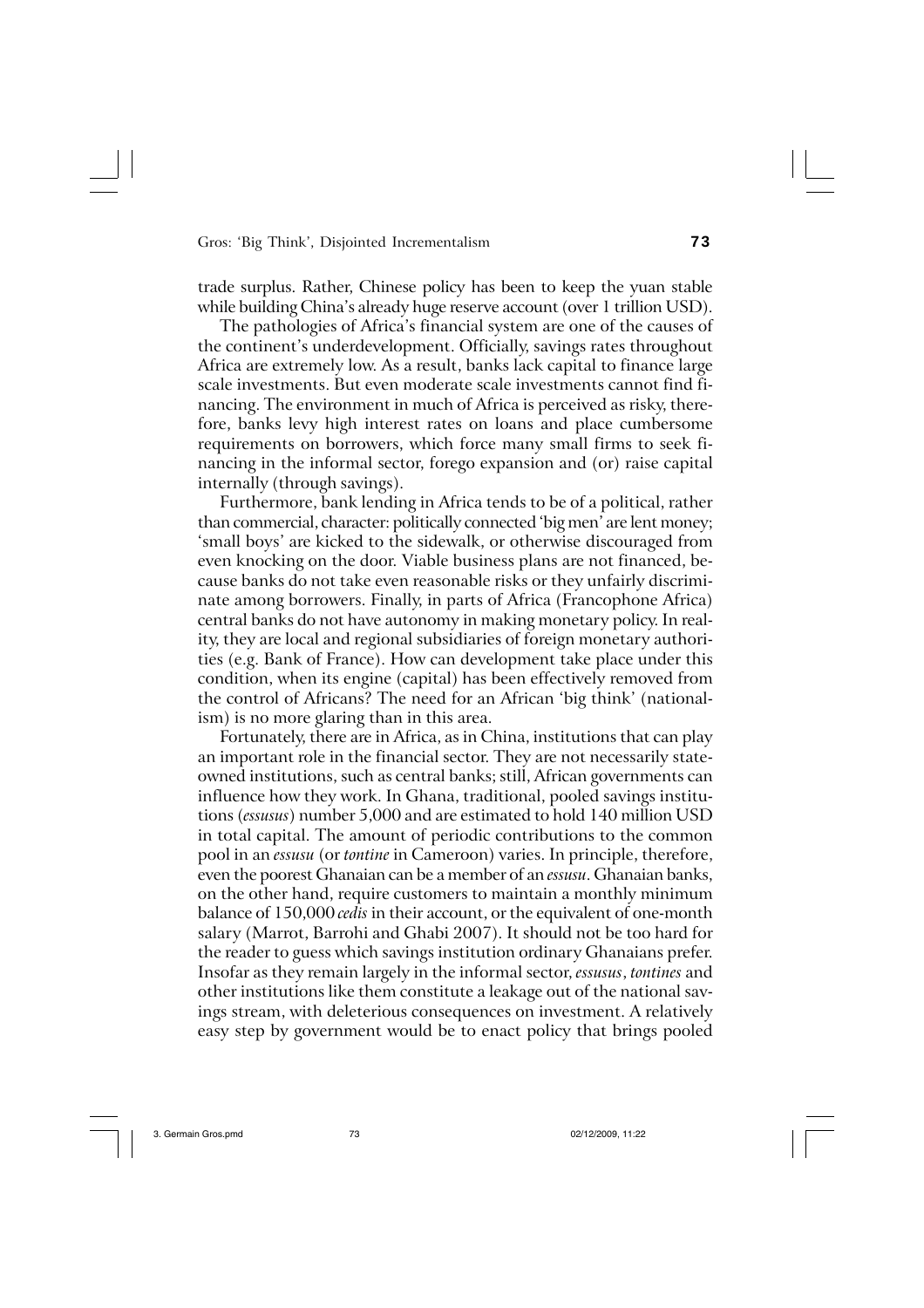trade surplus. Rather, Chinese policy has been to keep the yuan stable while building China's already huge reserve account (over 1 trillion USD).

The pathologies of Africa's financial system are one of the causes of the continent's underdevelopment. Officially, savings rates throughout Africa are extremely low. As a result, banks lack capital to finance large scale investments. But even moderate scale investments cannot find financing. The environment in much of Africa is perceived as risky, therefore, banks levy high interest rates on loans and place cumbersome requirements on borrowers, which force many small firms to seek financing in the informal sector, forego expansion and (or) raise capital internally (through savings).

Furthermore, bank lending in Africa tends to be of a political, rather than commercial, character: politically connected 'big men' are lent money; 'small boys' are kicked to the sidewalk, or otherwise discouraged from even knocking on the door. Viable business plans are not financed, because banks do not take even reasonable risks or they unfairly discriminate among borrowers. Finally, in parts of Africa (Francophone Africa) central banks do not have autonomy in making monetary policy. In reality, they are local and regional subsidiaries of foreign monetary authorities (e.g. Bank of France). How can development take place under this condition, when its engine (capital) has been effectively removed from the control of Africans? The need for an African 'big think' (nationalism) is no more glaring than in this area.

Fortunately, there are in Africa, as in China, institutions that can play an important role in the financial sector. They are not necessarily state-owned institutions, such as central banks; still, African governments can influence how they work. In Ghana, traditional, pooled savings institutions (*essusus*) number 5,000 and are estimated to hold 140 million USD in total capital. The amount of periodic contributions to the common pool in an *essusu* (or *tontine* in Cameroon) varies. In principle, therefore, even the poorest Ghanaian can be a member of an *essusu*. Ghanaian banks, on the other hand, require customers to maintain a monthly minimum balance of 150,000 *cedis* in their account, or the equivalent of one-month salary (Marrot, Barrohi and Ghabi 2007). It should not be too hard for the reader to guess which savings institution ordinary Ghanaians prefer. Insofar as they remain largely in the informal sector, *essusus*, *tontines* and other institutions like them constitute a leakage out of the national savings stream, with deleterious consequences on investment. A relatively easy step by government would be to enact policy that brings pooled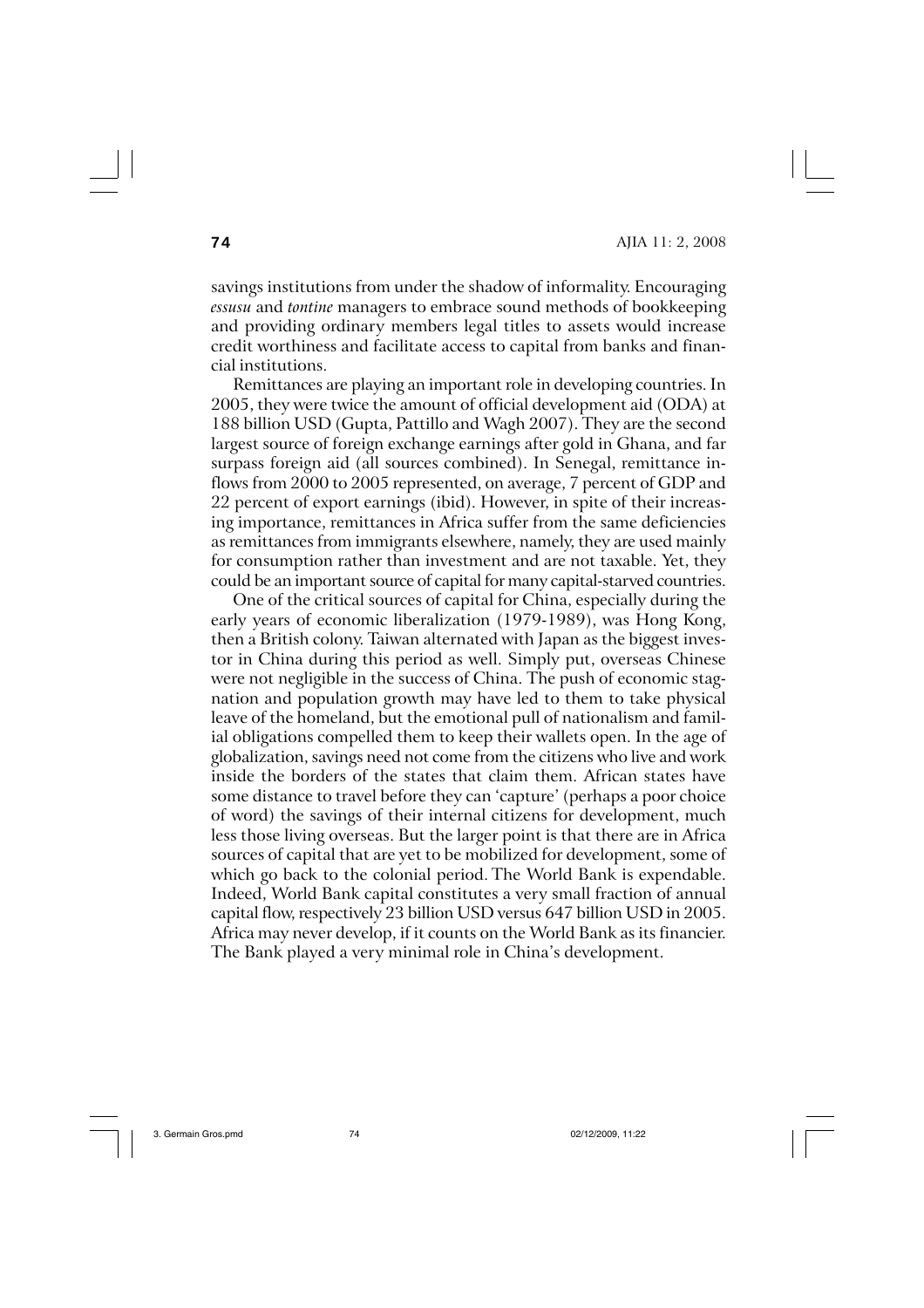savings institutions from under the shadow of informality. Encouraging *essusu* and *tontine* managers to embrace sound methods of bookkeeping and providing ordinary members legal titles to assets would increase credit worthiness and facilitate access to capital from banks and financial institutions.

Remittances are playing an important role in developing countries. In 2005, they were twice the amount of official development aid (ODA) at 188 billion USD (Gupta, Pattillo and Wagh 2007). They are the second largest source of foreign exchange earnings after gold in Ghana, and far surpass foreign aid (all sources combined). In Senegal, remittance inflows from 2000 to 2005 represented, on average, 7 percent of GDP and 22 percent of export earnings (ibid). However, in spite of their increasing importance, remittances in Africa suffer from the same deficiencies as remittances from immigrants elsewhere, namely, they are used mainly for consumption rather than investment and are not taxable. Yet, they could be an important source of capital for many capital-starved countries.

One of the critical sources of capital for China, especially during the early years of economic liberalization (1979-1989), was Hong Kong, then a British colony. Taiwan alternated with Japan as the biggest investor in China during this period as well. Simply put, overseas Chinese were not negligible in the success of China. The push of economic stagnation and population growth may have led to them to take physical leave of the homeland, but the emotional pull of nationalism and familial obligations compelled them to keep their wallets open. In the age of globalization, savings need not come from the citizens who live and work inside the borders of the states that claim them. African states have some distance to travel before they can 'capture' (perhaps a poor choice of word) the savings of their internal citizens for development, much less those living overseas. But the larger point is that there are in Africa sources of capital that are yet to be mobilized for development, some of which go back to the colonial period. The World Bank is expendable. Indeed, World Bank capital constitutes a very small fraction of annual capital flow, respectively 23 billion USD versus 647 billion USD in 2005. Africa may never develop, if it counts on the World Bank as its financier. The Bank played a very minimal role in China's development.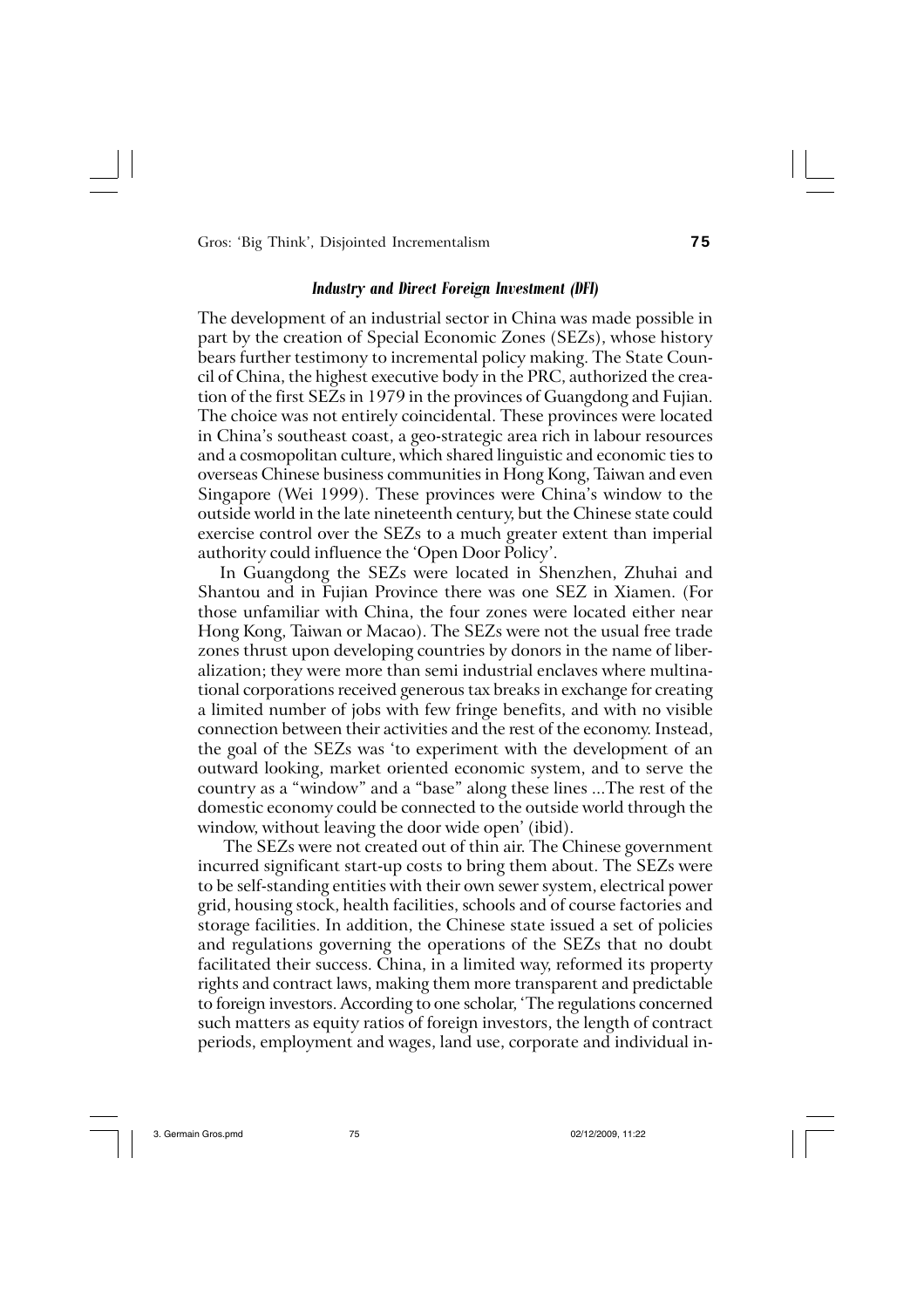### *Industry and Direct Foreign Investment (DFI)*

The development of an industrial sector in China was made possible in part by the creation of Special Economic Zones (SEZs), whose history bears further testimony to incremental policy making. The State Council of China, the highest executive body in the PRC, authorized the creation of the first SEZs in 1979 in the provinces of Guangdong and Fujian. The choice was not entirely coincidental. These provinces were located in China's southeast coast, a geo-strategic area rich in labour resources and a cosmopolitan culture, which shared linguistic and economic ties to overseas Chinese business communities in Hong Kong, Taiwan and even Singapore (Wei 1999). These provinces were China's window to the outside world in the late nineteenth century, but the Chinese state could exercise control over the SEZs to a much greater extent than imperial authority could influence the 'Open Door Policy'.

In Guangdong the SEZs were located in Shenzhen, Zhuhai and Shantou and in Fujian Province there was one SEZ in Xiamen. (For those unfamiliar with China, the four zones were located either near Hong Kong, Taiwan or Macao). The SEZs were not the usual free trade zones thrust upon developing countries by donors in the name of liberalization; they were more than semi industrial enclaves where multinational corporations received generous tax breaks in exchange for creating a limited number of jobs with few fringe benefits, and with no visible connection between their activities and the rest of the economy. Instead, the goal of the SEZs was 'to experiment with the development of an outward looking, market oriented economic system, and to serve the country as a "window" and a "base" along these lines ...The rest of the domestic economy could be connected to the outside world through the window, without leaving the door wide open' (ibid).

The SEZs were not created out of thin air. The Chinese government incurred significant start-up costs to bring them about. The SEZs were to be self-standing entities with their own sewer system, electrical power grid, housing stock, health facilities, schools and of course factories and storage facilities. In addition, the Chinese state issued a set of policies and regulations governing the operations of the SEZs that no doubt facilitated their success. China, in a limited way, reformed its property rights and contract laws, making them more transparent and predictable to foreign investors. According to one scholar, 'The regulations concerned such matters as equity ratios of foreign investors, the length of contract periods, employment and wages, land use, corporate and individual in-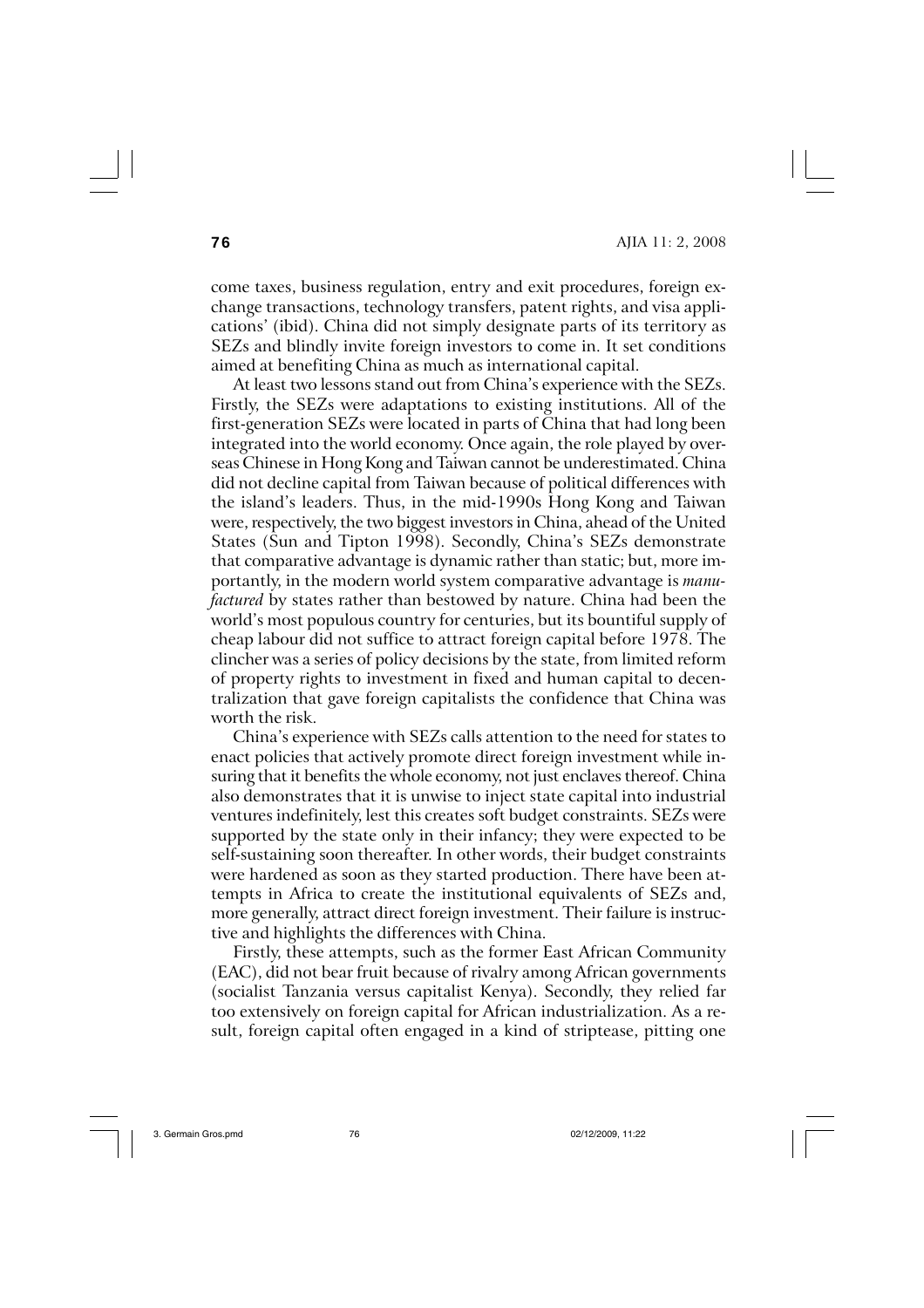come taxes, business regulation, entry and exit procedures, foreign exchange transactions, technology transfers, patent rights, and visa applications' (ibid). China did not simply designate parts of its territory as SEZs and blindly invite foreign investors to come in. It set conditions aimed at benefiting China as much as international capital.

At least two lessons stand out from China's experience with the SEZs. Firstly, the SEZs were adaptations to existing institutions. All of the first-generation SEZs were located in parts of China that had long been integrated into the world economy. Once again, the role played by overseas Chinese in Hong Kong and Taiwan cannot be underestimated. China did not decline capital from Taiwan because of political differences with the island's leaders. Thus, in the mid-1990s Hong Kong and Taiwan were, respectively, the two biggest investors in China, ahead of the United States (Sun and Tipton 1998). Secondly, China's SEZs demonstrate that comparative advantage is dynamic rather than static; but, more importantly, in the modern world system comparative advantage is *manufactured* by states rather than bestowed by nature. China had been the world's most populous country for centuries, but its bountiful supply of cheap labour did not suffice to attract foreign capital before 1978. The clincher was a series of policy decisions by the state, from limited reform of property rights to investment in fixed and human capital to decentralization that gave foreign capitalists the confidence that China was worth the risk.

China's experience with SEZs calls attention to the need for states to enact policies that actively promote direct foreign investment while insuring that it benefits the whole economy, not just enclaves thereof. China also demonstrates that it is unwise to inject state capital into industrial ventures indefinitely, lest this creates soft budget constraints. SEZs were supported by the state only in their infancy; they were expected to be self-sustaining soon thereafter. In other words, their budget constraints were hardened as soon as they started production. There have been attempts in Africa to create the institutional equivalents of SEZs and, more generally, attract direct foreign investment. Their failure is instructive and highlights the differences with China.

Firstly, these attempts, such as the former East African Community (EAC), did not bear fruit because of rivalry among African governments (socialist Tanzania versus capitalist Kenya). Secondly, they relied far too extensively on foreign capital for African industrialization. As a result, foreign capital often engaged in a kind of striptease, pitting one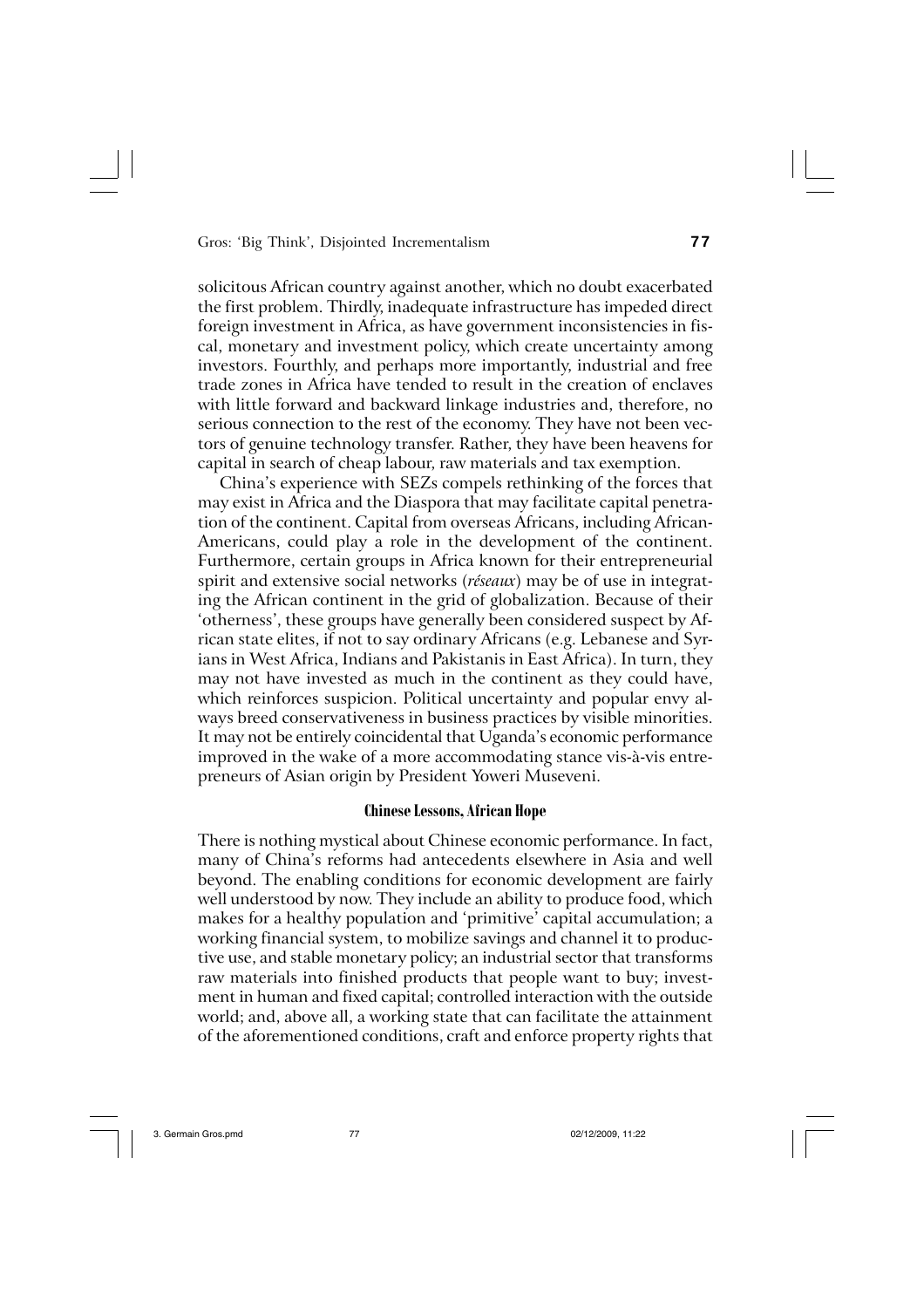solicitous African country against another, which no doubt exacerbated the first problem. Thirdly, inadequate infrastructure has impeded direct foreign investment in Africa, as have government inconsistencies in fiscal, monetary and investment policy, which create uncertainty among investors. Fourthly, and perhaps more importantly, industrial and free trade zones in Africa have tended to result in the creation of enclaves with little forward and backward linkage industries and, therefore, no serious connection to the rest of the economy. They have not been vectors of genuine technology transfer. Rather, they have been heavens for capital in search of cheap labour, raw materials and tax exemption.

China's experience with SEZs compels rethinking of the forces that may exist in Africa and the Diaspora that may facilitate capital penetration of the continent. Capital from overseas Africans, including African-Americans, could play a role in the development of the continent. Furthermore, certain groups in Africa known for their entrepreneurial spirit and extensive social networks (*réseaux*) may be of use in integrating the African continent in the grid of globalization. Because of their 'otherness', these groups have generally been considered suspect by African state elites, if not to say ordinary Africans (e.g. Lebanese and Syrians in West Africa, Indians and Pakistanis in East Africa). In turn, they may not have invested as much in the continent as they could have, which reinforces suspicion. Political uncertainty and popular envy always breed conservativeness in business practices by visible minorities. It may not be entirely coincidental that Uganda's economic performance improved in the wake of a more accommodating stance vis-à-vis entrepreneurs of Asian origin by President Yoweri Museveni.

### Chinese Lessons, African Hope

There is nothing mystical about Chinese economic performance. In fact, many of China's reforms had antecedents elsewhere in Asia and well beyond. The enabling conditions for economic development are fairly well understood by now. They include an ability to produce food, which makes for a healthy population and 'primitive' capital accumulation; a working financial system, to mobilize savings and channel it to productive use, and stable monetary policy; an industrial sector that transforms raw materials into finished products that people want to buy; investment in human and fixed capital; controlled interaction with the outside world; and, above all, a working state that can facilitate the attainment of the aforementioned conditions, craft and enforce property rights that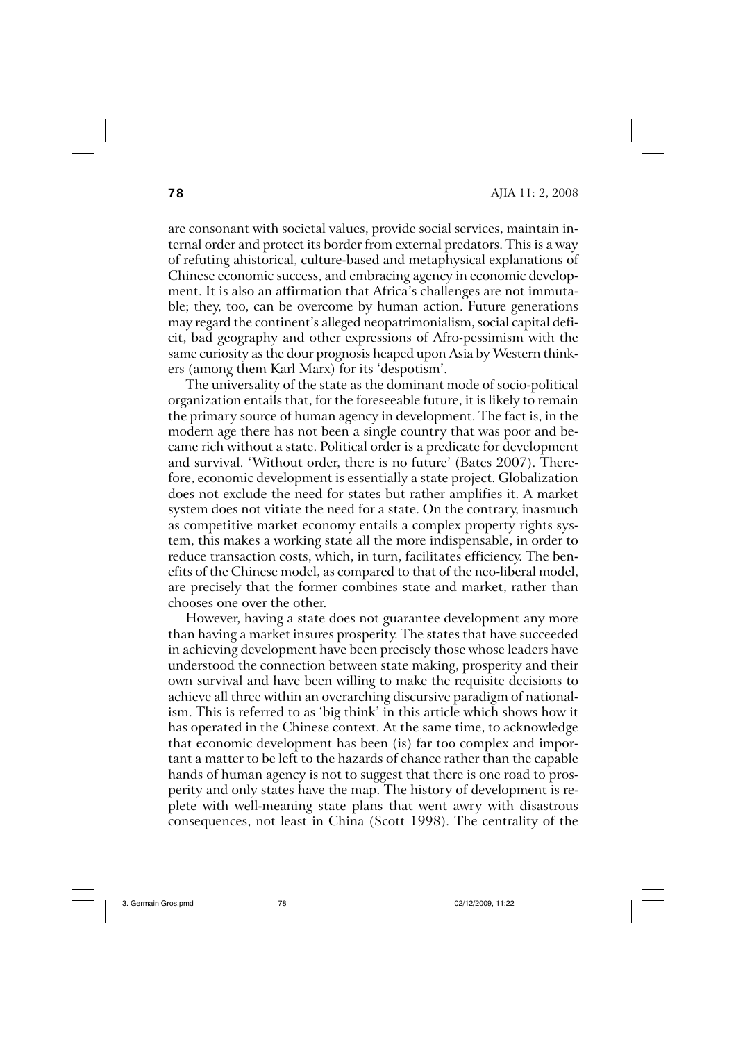are consonant with societal values, provide social services, maintain internal order and protect its border from external predators. This is a way of refuting ahistorical, culture-based and metaphysical explanations of Chinese economic success, and embracing agency in economic development. It is also an affirmation that Africa's challenges are not immutable; they, too, can be overcome by human action. Future generations may regard the continent's alleged neopatrimonialism, social capital deficit, bad geography and other expressions of Afro-pessimism with the same curiosity as the dour prognosis heaped upon Asia by Western thinkers (among them Karl Marx) for its 'despotism'.

The universality of the state as the dominant mode of socio-political organization entails that, for the foreseeable future, it is likely to remain the primary source of human agency in development. The fact is, in the modern age there has not been a single country that was poor and became rich without a state. Political order is a predicate for development and survival. 'Without order, there is no future' (Bates 2007). Therefore, economic development is essentially a state project. Globalization does not exclude the need for states but rather amplifies it. A market system does not vitiate the need for a state. On the contrary, inasmuch as competitive market economy entails a complex property rights system, this makes a working state all the more indispensable, in order to reduce transaction costs, which, in turn, facilitates efficiency. The benefits of the Chinese model, as compared to that of the neo-liberal model, are precisely that the former combines state and market, rather than chooses one over the other.

However, having a state does not guarantee development any more than having a market insures prosperity. The states that have succeeded in achieving development have been precisely those whose leaders have understood the connection between state making, prosperity and their own survival and have been willing to make the requisite decisions to achieve all three within an overarching discursive paradigm of nationalism. This is referred to as 'big think' in this article which shows how it has operated in the Chinese context. At the same time, to acknowledge that economic development has been (is) far too complex and important a matter to be left to the hazards of chance rather than the capable hands of human agency is not to suggest that there is one road to prosperity and only states have the map. The history of development is replete with well-meaning state plans that went awry with disastrous consequences, not least in China (Scott 1998). The centrality of the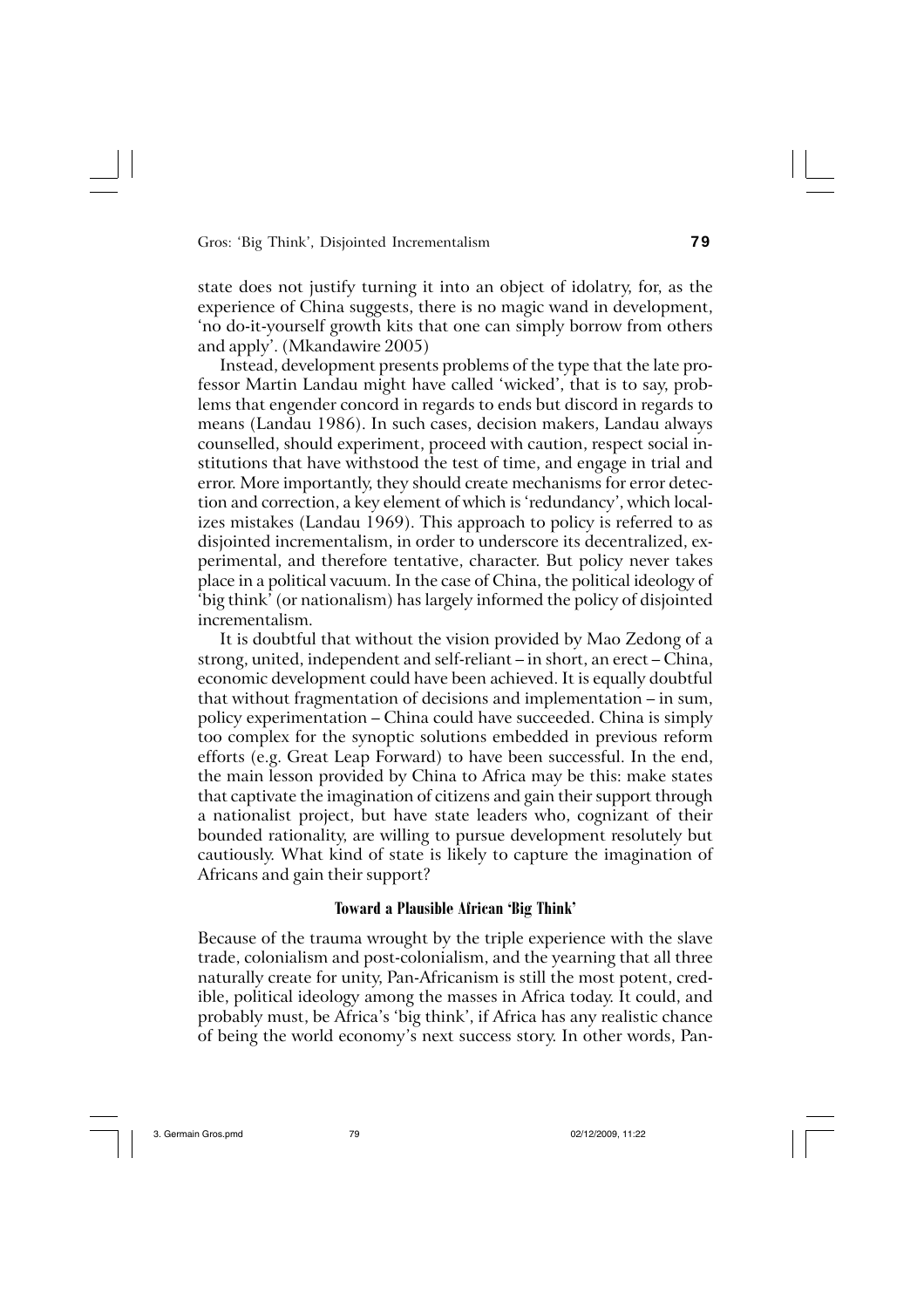state does not justify turning it into an object of idolatry, for, as the experience of China suggests, there is no magic wand in development, 'no do-it-yourself growth kits that one can simply borrow from others and apply'. (Mkandawire 2005)

Instead, development presents problems of the type that the late professor Martin Landau might have called 'wicked', that is to say, problems that engender concord in regards to ends but discord in regards to means (Landau 1986). In such cases, decision makers, Landau always counselled, should experiment, proceed with caution, respect social institutions that have withstood the test of time, and engage in trial and error. More importantly, they should create mechanisms for error detection and correction, a key element of which is 'redundancy', which localizes mistakes (Landau 1969). This approach to policy is referred to as disjointed incrementalism, in order to underscore its decentralized, experimental, and therefore tentative, character. But policy never takes place in a political vacuum. In the case of China, the political ideology of 'big think' (or nationalism) has largely informed the policy of disjointed incrementalism.

It is doubtful that without the vision provided by Mao Zedong of a strong, united, independent and self-reliant – in short, an erect – China, economic development could have been achieved. It is equally doubtful that without fragmentation of decisions and implementation – in sum, policy experimentation – China could have succeeded. China is simply too complex for the synoptic solutions embedded in previous reform efforts (e.g. Great Leap Forward) to have been successful. In the end, the main lesson provided by China to Africa may be this: make states that captivate the imagination of citizens and gain their support through a nationalist project, but have state leaders who, cognizant of their bounded rationality, are willing to pursue development resolutely but cautiously. What kind of state is likely to capture the imagination of Africans and gain their support?

### Toward a Plausible African 'Big Think'

Because of the trauma wrought by the triple experience with the slave trade, colonialism and post-colonialism, and the yearning that all three naturally create for unity, Pan-Africanism is still the most potent, credible, political ideology among the masses in Africa today. It could, and probably must, be Africa's 'big think', if Africa has any realistic chance of being the world economy's next success story. In other words, Pan-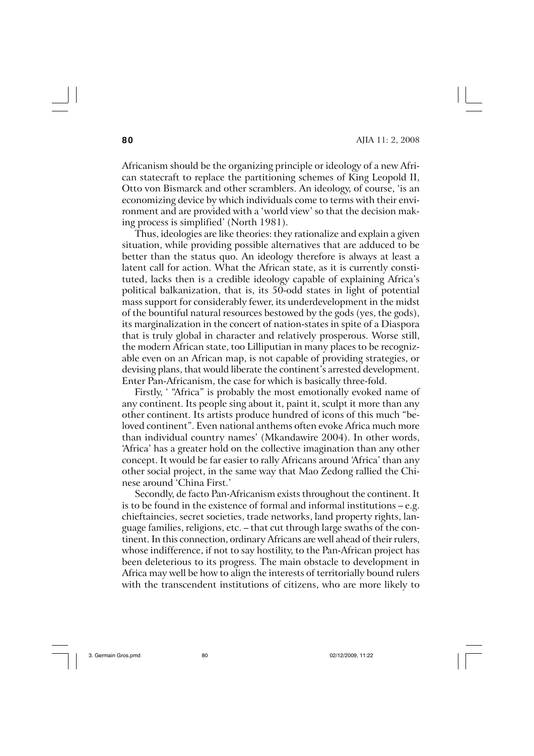Africanism should be the organizing principle or ideology of a new African statecraft to replace the partitioning schemes of King Leopold II, Otto von Bismarck and other scramblers. An ideology, of course, 'is an economizing device by which individuals come to terms with their environment and are provided with a 'world view' so that the decision making process is simplified' (North 1981).

Thus, ideologies are like theories: they rationalize and explain a given situation, while providing possible alternatives that are adduced to be better than the status quo. An ideology therefore is always at least a latent call for action. What the African state, as it is currently constituted, lacks then is a credible ideology capable of explaining Africa's political balkanization, that is, its 50-odd states in light of potential mass support for considerably fewer, its underdevelopment in the midst of the bountiful natural resources bestowed by the gods (yes, the gods), its marginalization in the concert of nation-states in spite of a Diaspora that is truly global in character and relatively prosperous. Worse still, the modern African state, too Lilliputian in many places to be recognizable even on an African map, is not capable of providing strategies, or devising plans, that would liberate the continent's arrested development. Enter Pan-Africanism, the case for which is basically three-fold.

Firstly, ' "Africa" is probably the most emotionally evoked name of any continent. Its people sing about it, paint it, sculpt it more than any other continent. Its artists produce hundred of icons of this much "beloved continent". Even national anthems often evoke Africa much more than individual country names' (Mkandawire 2004). In other words, 'Africa' has a greater hold on the collective imagination than any other concept. It would be far easier to rally Africans around 'Africa' than any other social project, in the same way that Mao Zedong rallied the Chinese around 'China First.'

Secondly, de facto Pan-Africanism exists throughout the continent. It is to be found in the existence of formal and informal institutions – e.g. chieftaincies, secret societies, trade networks, land property rights, language families, religions, etc. – that cut through large swaths of the continent. In this connection, ordinary Africans are well ahead of their rulers, whose indifference, if not to say hostility, to the Pan-African project has been deleterious to its progress. The main obstacle to development in Africa may well be how to align the interests of territorially bound rulers with the transcendent institutions of citizens, who are more likely to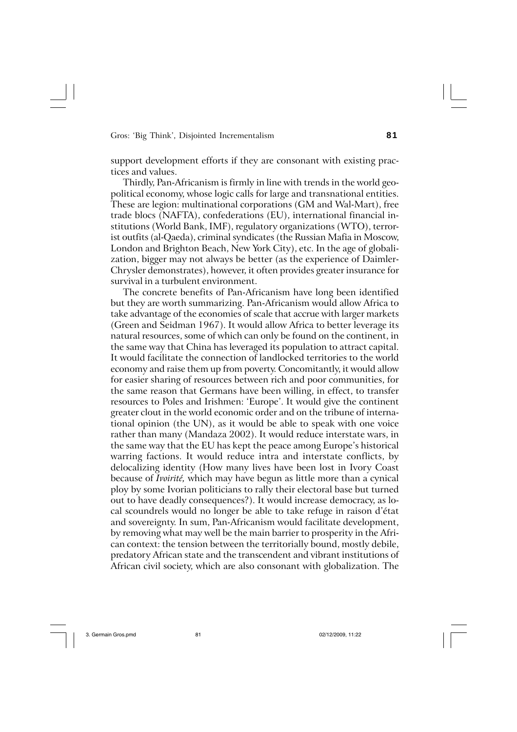support development efforts if they are consonant with existing practices and values.

Thirdly, Pan-Africanism is firmly in line with trends in the world geopolitical economy, whose logic calls for large and transnational entities. These are legion: multinational corporations (GM and Wal-Mart), free trade blocs (NAFTA), confederations (EU), international financial institutions (World Bank, IMF), regulatory organizations (WTO), terrorist outfits (al-Qaeda), criminal syndicates (the Russian Mafia in Moscow, London and Brighton Beach, New York City), etc. In the age of globalization, bigger may not always be better (as the experience of Daimler-Chrysler demonstrates), however, it often provides greater insurance for survival in a turbulent environment.

The concrete benefits of Pan-Africanism have long been identified but they are worth summarizing. Pan-Africanism would allow Africa to take advantage of the economies of scale that accrue with larger markets (Green and Seidman 1967). It would allow Africa to better leverage its natural resources, some of which can only be found on the continent, in the same way that China has leveraged its population to attract capital. It would facilitate the connection of landlocked territories to the world economy and raise them up from poverty. Concomitantly, it would allow for easier sharing of resources between rich and poor communities, for the same reason that Germans have been willing, in effect, to transfer resources to Poles and Irishmen: 'Europe'. It would give the continent greater clout in the world economic order and on the tribune of international opinion (the UN), as it would be able to speak with one voice rather than many (Mandaza 2002). It would reduce interstate wars, in the same way that the EU has kept the peace among Europe's historical warring factions. It would reduce intra and interstate conflicts, by delocalizing identity (How many lives have been lost in Ivory Coast because of *Ivoirité,* which may have begun as little more than a cynical ploy by some Ivorian politicians to rally their electoral base but turned out to have deadly consequences?). It would increase democracy, as local scoundrels would no longer be able to take refuge in raison d'état and sovereignty. In sum, Pan-Africanism would facilitate development, by removing what may well be the main barrier to prosperity in the African context: the tension between the territorially bound, mostly debile, predatory African state and the transcendent and vibrant institutions of African civil society, which are also consonant with globalization. The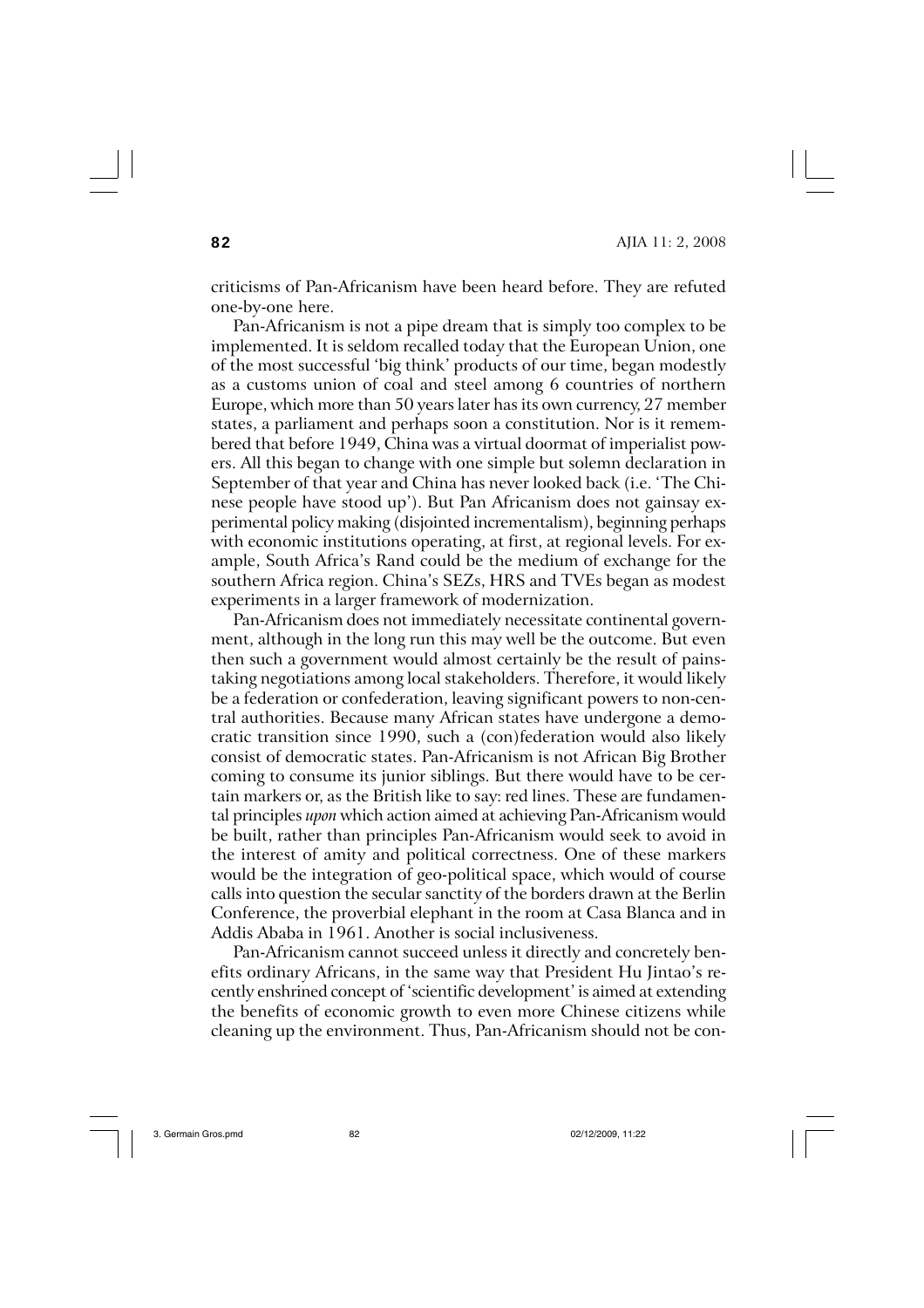criticisms of Pan-Africanism have been heard before. They are refuted one-by-one here.

Pan-Africanism is not a pipe dream that is simply too complex to be implemented. It is seldom recalled today that the European Union, one of the most successful 'big think' products of our time, began modestly as a customs union of coal and steel among 6 countries of northern Europe, which more than 50 years later has its own currency, 27 member states, a parliament and perhaps soon a constitution. Nor is it remembered that before 1949, China was a virtual doormat of imperialist powers. All this began to change with one simple but solemn declaration in September of that year and China has never looked back (i.e. 'The Chinese people have stood up'). But Pan Africanism does not gainsay experimental policy making (disjointed incrementalism), beginning perhaps with economic institutions operating, at first, at regional levels. For example, South Africa's Rand could be the medium of exchange for the southern Africa region. China's SEZs, HRS and TVEs began as modest experiments in a larger framework of modernization.

Pan-Africanism does not immediately necessitate continental government, although in the long run this may well be the outcome. But even then such a government would almost certainly be the result of painstaking negotiations among local stakeholders. Therefore, it would likely be a federation or confederation, leaving significant powers to non-central authorities. Because many African states have undergone a democratic transition since 1990, such a (con)federation would also likely consist of democratic states. Pan-Africanism is not African Big Brother coming to consume its junior siblings. But there would have to be certain markers or, as the British like to say: red lines. These are fundamental principles *upon* which action aimed at achieving Pan-Africanism would be built, rather than principles Pan-Africanism would seek to avoid in the interest of amity and political correctness. One of these markers would be the integration of geo-political space, which would of course calls into question the secular sanctity of the borders drawn at the Berlin Conference, the proverbial elephant in the room at Casa Blanca and in Addis Ababa in 1961. Another is social inclusiveness.

Pan-Africanism cannot succeed unless it directly and concretely benefits ordinary Africans, in the same way that President Hu Jintao's recently enshrined concept of 'scientific development' is aimed at extending the benefits of economic growth to even more Chinese citizens while cleaning up the environment. Thus, Pan-Africanism should not be con-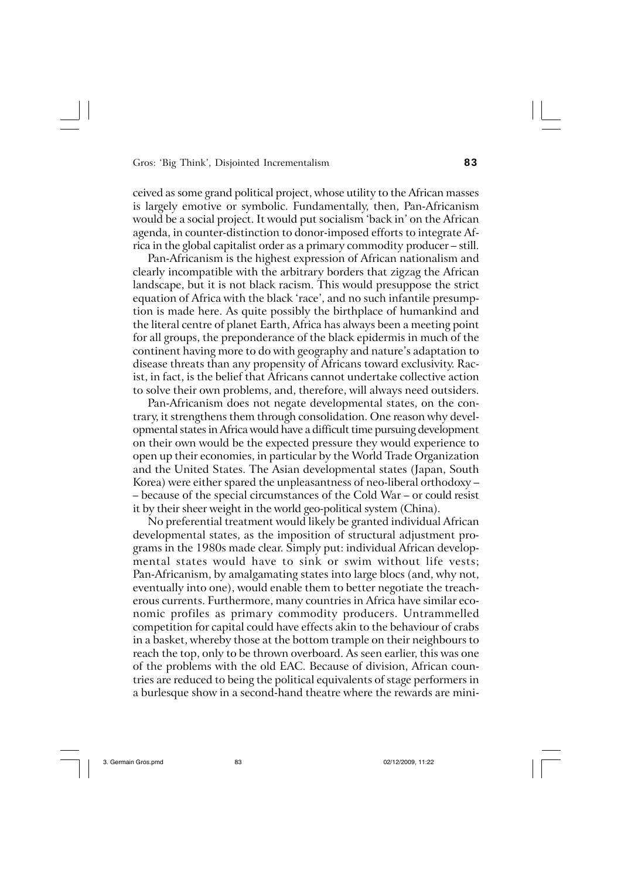ceived as some grand political project, whose utility to the African masses is largely emotive or symbolic. Fundamentally, then, Pan-Africanism would be a social project. It would put socialism 'back in' on the African agenda, in counter-distinction to donor-imposed efforts to integrate Africa in the global capitalist order as a primary commodity producer – still.

Pan-Africanism is the highest expression of African nationalism and clearly incompatible with the arbitrary borders that zigzag the African landscape, but it is not black racism. This would presuppose the strict equation of Africa with the black 'race', and no such infantile presumption is made here. As quite possibly the birthplace of humankind and the literal centre of planet Earth, Africa has always been a meeting point for all groups, the preponderance of the black epidermis in much of the continent having more to do with geography and nature's adaptation to disease threats than any propensity of Africans toward exclusivity. Racist, in fact, is the belief that Africans cannot undertake collective action to solve their own problems, and, therefore, will always need outsiders.

Pan-Africanism does not negate developmental states, on the contrary, it strengthens them through consolidation. One reason why developmental states in Africa would have a difficult time pursuing development on their own would be the expected pressure they would experience to open up their economies, in particular by the World Trade Organization and the United States. The Asian developmental states (Japan, South Korea) were either spared the unpleasantness of neo-liberal orthodoxy – – because of the special circumstances of the Cold War – or could resist it by their sheer weight in the world geo-political system (China).

No preferential treatment would likely be granted individual African developmental states, as the imposition of structural adjustment programs in the 1980s made clear. Simply put: individual African developmental states would have to sink or swim without life vests; Pan-Africanism, by amalgamating states into large blocs (and, why not, eventually into one), would enable them to better negotiate the treacherous currents. Furthermore, many countries in Africa have similar economic profiles as primary commodity producers. Untrammelled competition for capital could have effects akin to the behaviour of crabs in a basket, whereby those at the bottom trample on their neighbours to reach the top, only to be thrown overboard. As seen earlier, this was one of the problems with the old EAC. Because of division, African countries are reduced to being the political equivalents of stage performers in a burlesque show in a second-hand theatre where the rewards are mini-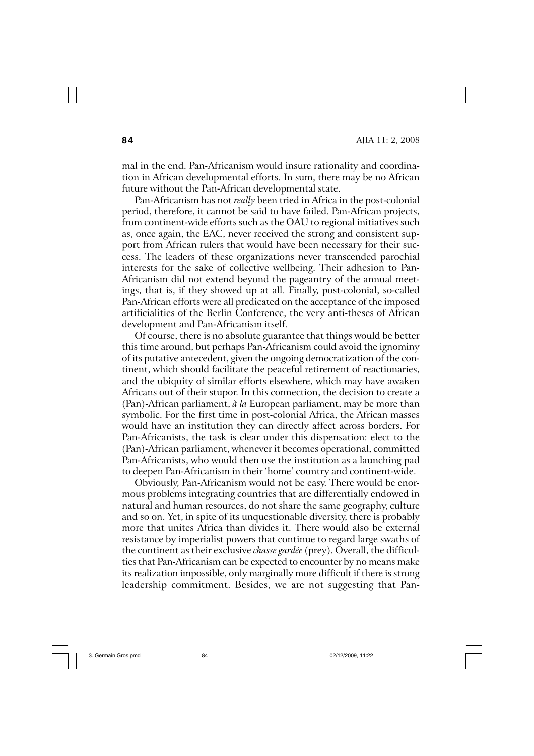mal in the end. Pan-Africanism would insure rationality and coordination in African developmental efforts. In sum, there may be no African future without the Pan-African developmental state.

Pan-Africanism has not *really* been tried in Africa in the post-colonial period, therefore, it cannot be said to have failed. Pan-African projects, from continent-wide efforts such as the OAU to regional initiatives such as, once again, the EAC, never received the strong and consistent support from African rulers that would have been necessary for their success. The leaders of these organizations never transcended parochial interests for the sake of collective wellbeing. Their adhesion to Pan-Africanism did not extend beyond the pageantry of the annual meetings, that is, if they showed up at all. Finally, post-colonial, so-called Pan-African efforts were all predicated on the acceptance of the imposed artificialities of the Berlin Conference, the very anti-theses of African development and Pan-Africanism itself.

Of course, there is no absolute guarantee that things would be better this time around, but perhaps Pan-Africanism could avoid the ignominy of its putative antecedent, given the ongoing democratization of the continent, which should facilitate the peaceful retirement of reactionaries, and the ubiquity of similar efforts elsewhere, which may have awaken Africans out of their stupor. In this connection, the decision to create a (Pan)-African parliament, *à la* European parliament, may be more than symbolic. For the first time in post-colonial Africa, the African masses would have an institution they can directly affect across borders. For Pan-Africanists, the task is clear under this dispensation: elect to the (Pan)-African parliament, whenever it becomes operational, committed Pan-Africanists, who would then use the institution as a launching pad to deepen Pan-Africanism in their 'home' country and continent-wide.

Obviously, Pan-Africanism would not be easy. There would be enormous problems integrating countries that are differentially endowed in natural and human resources, do not share the same geography, culture and so on. Yet, in spite of its unquestionable diversity, there is probably more that unites Africa than divides it. There would also be external resistance by imperialist powers that continue to regard large swaths of the continent as their exclusive *chasse gardée* (prey). Overall, the difficulties that Pan-Africanism can be expected to encounter by no means make its realization impossible, only marginally more difficult if there is strong leadership commitment. Besides, we are not suggesting that Pan-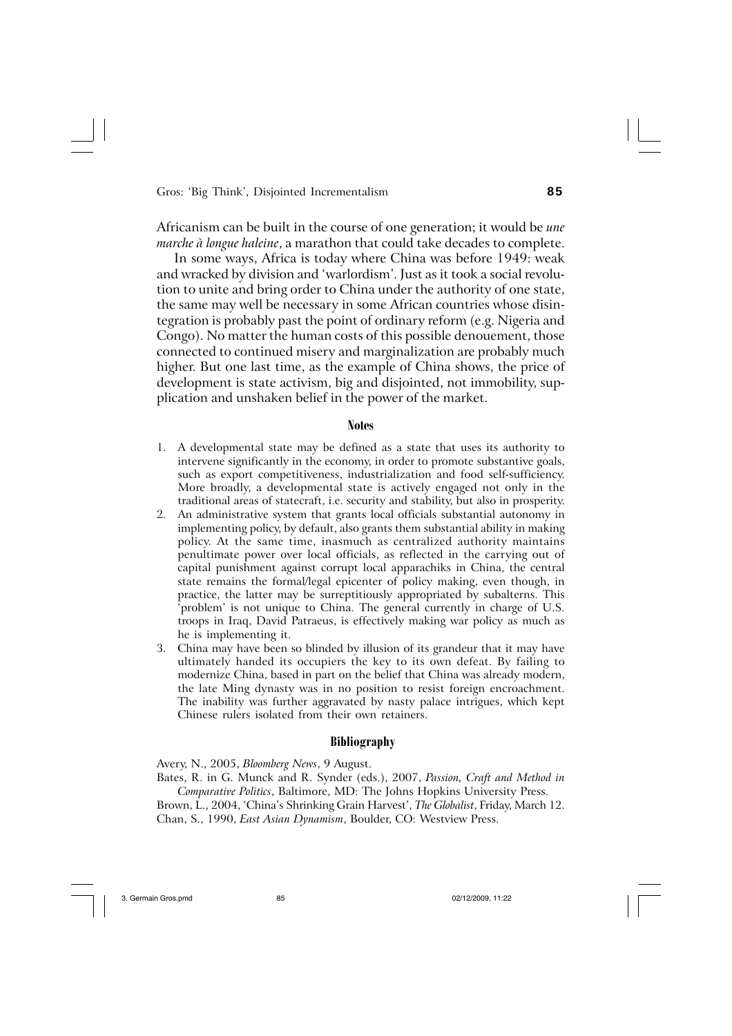Africanism can be built in the course of one generation; it would be *une marche à longue haleine*, a marathon that could take decades to complete.

In some ways, Africa is today where China was before 1949: weak and wracked by division and 'warlordism'. Just as it took a social revolution to unite and bring order to China under the authority of one state, the same may well be necessary in some African countries whose disintegration is probably past the point of ordinary reform (e.g. Nigeria and Congo). No matter the human costs of this possible denouement, those connected to continued misery and marginalization are probably much higher. But one last time, as the example of China shows, the price of development is state activism, big and disjointed, not immobility, supplication and unshaken belief in the power of the market.

## Notes

1. A developmental state may be defined as a state that uses its authority to intervene significantly in the economy, in order to promote substantive goals, such as export competitiveness, industrialization and food self-sufficiency. More broadly, a developmental state is actively engaged not only in the traditional areas of statecraft, i.e. security and stability, but also in prosperity.
2. An administrative system that grants local officials substantial autonomy in implementing policy, by default, also grants them substantial ability in making policy. At the same time, inasmuch as centralized authority maintains penultimate power over local officials, as reflected in the carrying out of capital punishment against corrupt local apparachiks in China, the central state remains the formal/legal epicenter of policy making, even though, in practice, the latter may be surreptitiously appropriated by subalterns. This 'problem' is not unique to China. The general currently in charge of U.S. troops in Iraq, David Patraeus, is effectively making war policy as much as he is implementing it.
3. China may have been so blinded by illusion of its grandeur that it may have ultimately handed its occupiers the key to its own defeat. By failing to modernize China, based in part on the belief that China was already modern, the late Ming dynasty was in no position to resist foreign encroachment. The inability was further aggravated by nasty palace intrigues, which kept Chinese rulers isolated from their own retainers.

## Bibliography

Avery, N., 2005, *Bloomberg News*, 9 August.

Bates, R. in G. Munck and R. Synder (eds.), 2007, *Passion, Craft and Method in Comparative Politics*, Baltimore, MD: The Johns Hopkins University Press.

Brown, L., 2004, 'China's Shrinking Grain Harvest', *The Globalist*, Friday, March 12.

Chan, S., 1990, *East Asian Dynamism*, Boulder, CO: Westview Press.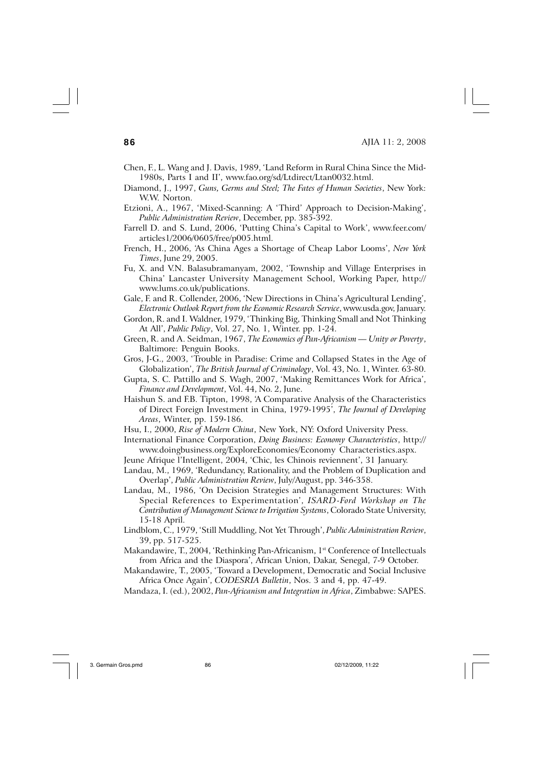Chen, F., L. Wang and J. Davis, 1989, 'Land Reform in Rural China Since the Mid-1980s, Parts I and II', www.fao.org/sd/Ltdirect/Ltan0032.html.

Diamond, J., 1997, *Guns, Germs and Steel; The Fates of Human Societies*, New York: W.W. Norton.

Etzioni, A., 1967, 'Mixed-Scanning: A 'Third' Approach to Decision-Making', *Public Administration Review*, December, pp. 385-392.

Farrell D. and S. Lund, 2006, 'Putting China's Capital to Work', www.feer.com/articles1/2006/0605/free/p005.html.

French, H., 2006, 'As China Ages a Shortage of Cheap Labor Looms', *New York Times*, June 29, 2005.

Fu, X. and V.N. Balasubramanyam, 2002, 'Township and Village Enterprises in China' Lancaster University Management School, Working Paper, http://www.lums.co.uk/publications.

Gale, F. and R. Collender, 2006, 'New Directions in China's Agricultural Lending', *Electronic Outlook Report from the Economic Research Service*, www.usda.gov, January.

Gordon, R. and I. Waldner, 1979, 'Thinking Big, Thinking Small and Not Thinking At All', *Public Policy*, Vol. 27, No. 1, Winter. pp. 1-24.

Green, R. and A. Seidman, 1967, *The Economics of Pan-Africanism — Unity or Poverty*, Baltimore: Penguin Books.

Gros, J-G., 2003, 'Trouble in Paradise: Crime and Collapsed States in the Age of Globalization', *The British Journal of Criminology*, Vol. 43, No. 1, Winter. 63-80.

Gupta, S. C. Pattillo and S. Wagh, 2007, 'Making Remittances Work for Africa', *Finance and Development*, Vol. 44, No. 2, June.

Haishun S. and F.B. Tipton, 1998, 'A Comparative Analysis of the Characteristics of Direct Foreign Investment in China, 1979-1995', *The Journal of Developing Areas*, Winter, pp. 159-186.

Hsu, I., 2000, *Rise of Modern China*, New York, NY: Oxford University Press.

International Finance Corporation, *Doing Business: Economy Characteristics*, http://www.doingbusiness.org/ExploreEconomies/Economy Characteristics.aspx.

Jeune Afrique l'Intelligent, 2004, 'Chic, les Chinois reviennent', 31 January.

Landau, M., 1969, 'Redundancy, Rationality, and the Problem of Duplication and Overlap', *Public Administration Review*, July/August, pp. 346-358.

Landau, M., 1986, 'On Decision Strategies and Management Structures: With Special References to Experimentation', *ISARD-Ford Workshop on The Contribution of Management Science to Irrigation Systems*, Colorado State University, 15-18 April.

Lindblom, C., 1979, 'Still Muddling, Not Yet Through', *Public Administration Review*, 39, pp. 517-525.

Makandawire, T., 2004, 'Rethinking Pan-Africanism, 1st Conference of Intellectuals from Africa and the Diaspora', African Union, Dakar, Senegal, 7-9 October.

Makandawire, T., 2005, 'Toward a Development, Democratic and Social Inclusive Africa Once Again', *CODESRIA Bulletin*, Nos. 3 and 4, pp. 47-49.

Mandaza, I. (ed.), 2002, *Pan-Africanism and Integration in Africa*, Zimbabwe: SAPES.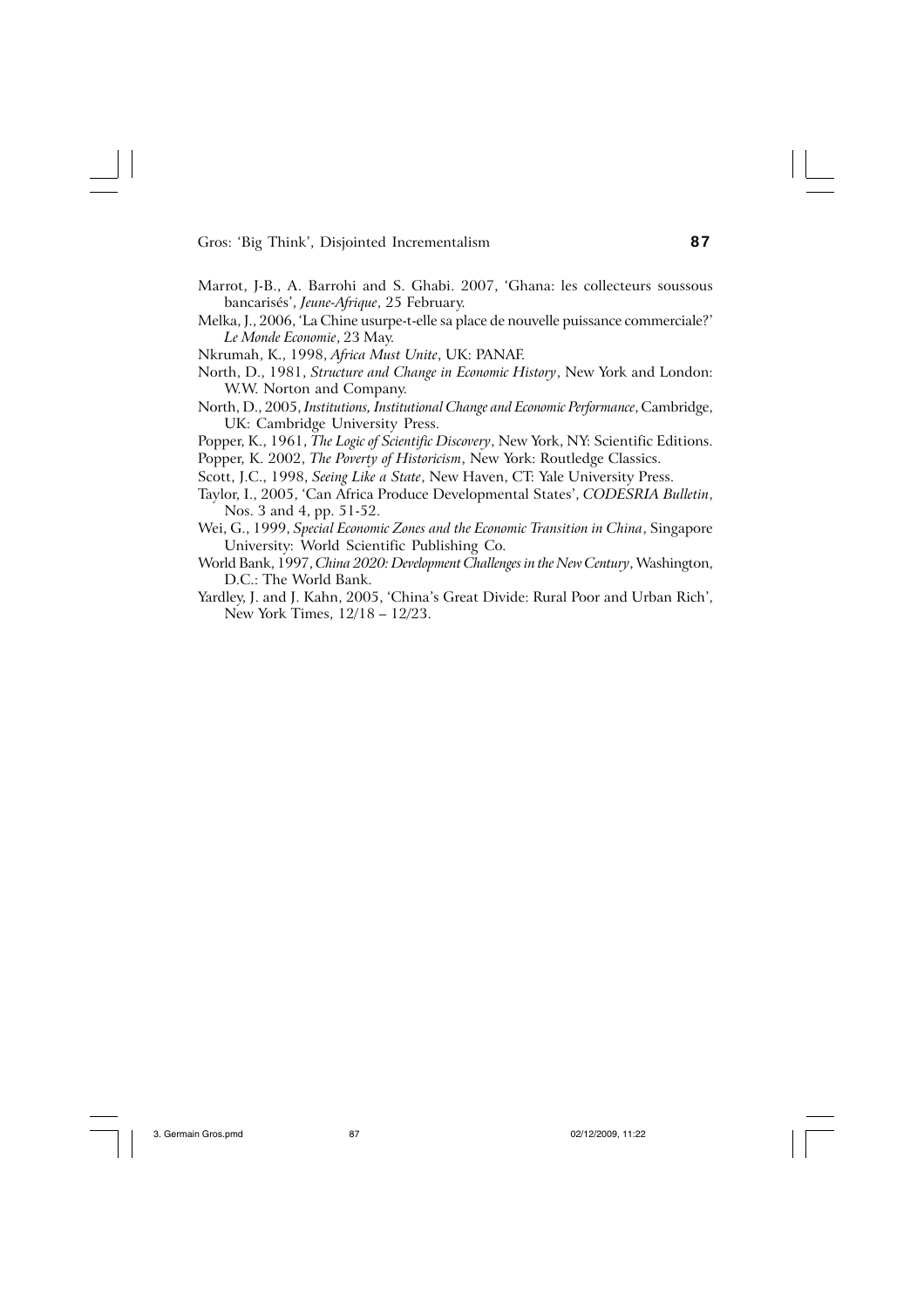Marrot, J-B., A. Barrohi and S. Ghabi. 2007, 'Ghana: les collecteurs soussous bancarisés', *Jeune-Afrique*, 25 February.

Melka, J., 2006, 'La Chine usurpe-t-elle sa place de nouvelle puissance commerciale?' *Le Monde Economie*, 23 May.

Nkrumah, K., 1998, *Africa Must Unite*, UK: PANAF.

North, D., 1981, *Structure and Change in Economic History*, New York and London: W.W. Norton and Company.

North, D., 2005, *Institutions, Institutional Change and Economic Performance*, Cambridge, UK: Cambridge University Press.

Popper, K., 1961, *The Logic of Scientific Discovery*, New York, NY: Scientific Editions.

Popper, K. 2002, *The Poverty of Historicism*, New York: Routledge Classics.

Scott, J.C., 1998, *Seeing Like a State*, New Haven, CT: Yale University Press.

Taylor, I., 2005, 'Can Africa Produce Developmental States', *CODESRIA Bulletin*, Nos. 3 and 4, pp. 51-52.

Wei, G., 1999, *Special Economic Zones and the Economic Transition in China*, Singapore University: World Scientific Publishing Co.

World Bank, 1997, *China 2020: Development Challenges in the New Century*, Washington, D.C.: The World Bank.

Yardley, J. and J. Kahn, 2005, 'China's Great Divide: Rural Poor and Urban Rich', New York Times, 12/18 – 12/23.